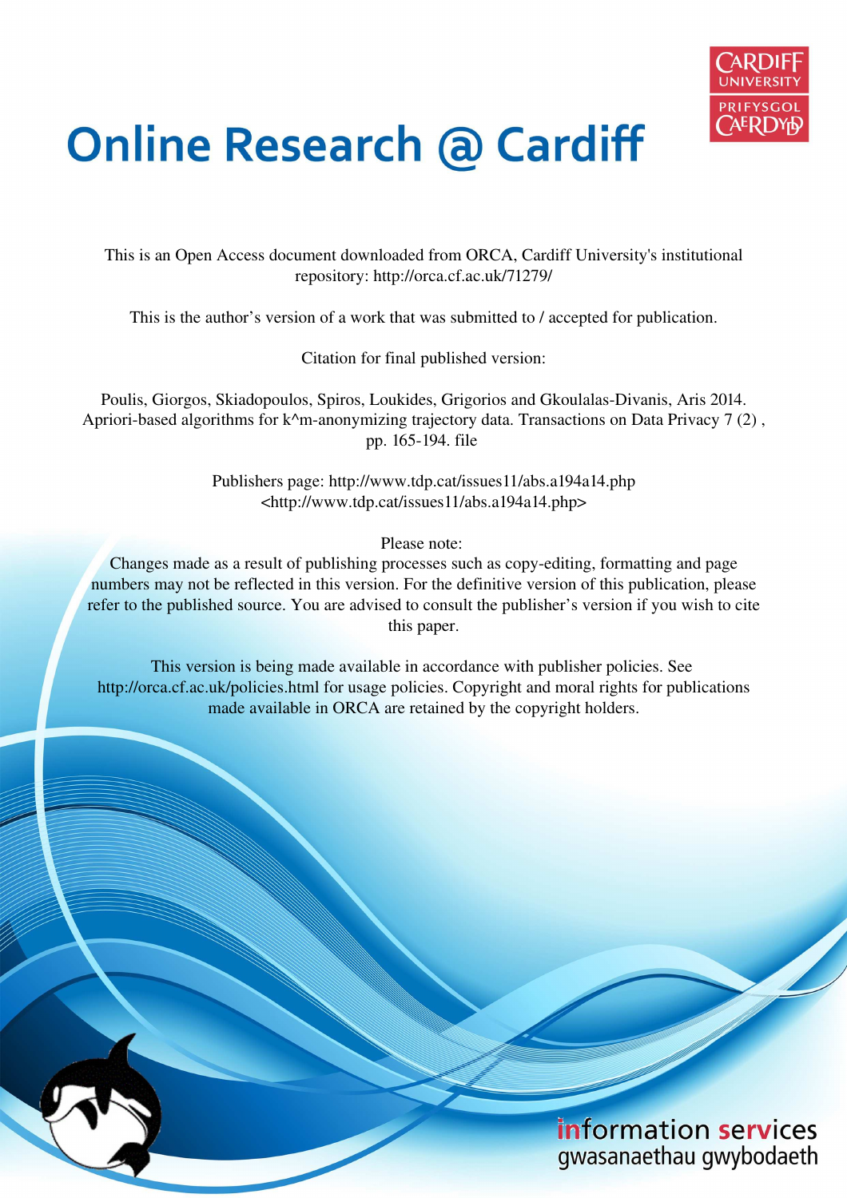# Online Research @ Cardiff

CARDIFF UNIVERSITY
PRIFYSGOL CAERDYDD

This is an Open Access document downloaded from ORCA, Cardiff University's institutional repository: http://orca.cf.ac.uk/71279/

This is the author's version of a work that was submitted to / accepted for publication.

Citation for final published version:

Poulis, Giorgos, Skiadopoulos, Spiros, Loukides, Grigorios and Gkoulalas-Divanis, Aris 2014. Apriori-based algorithms for k^m-anonymizing trajectory data. Transactions on Data Privacy 7 (2) , pp. 165-194. file

Publishers page: http://www.tdp.cat/issues11/abs.a194a14.php <http://www.tdp.cat/issues11/abs.a194a14.php>

Please note:
Changes made as a result of publishing processes such as copy-editing, formatting and page numbers may not be reflected in this version. For the definitive version of this publication, please refer to the published source. You are advised to consult the publisher's version if you wish to cite this paper.

This version is being made available in accordance with publisher policies. See http://orca.cf.ac.uk/policies.html for usage policies. Copyright and moral rights for publications made available in ORCA are retained by the copyright holders.

information services
gwasanaethau gwybodaeth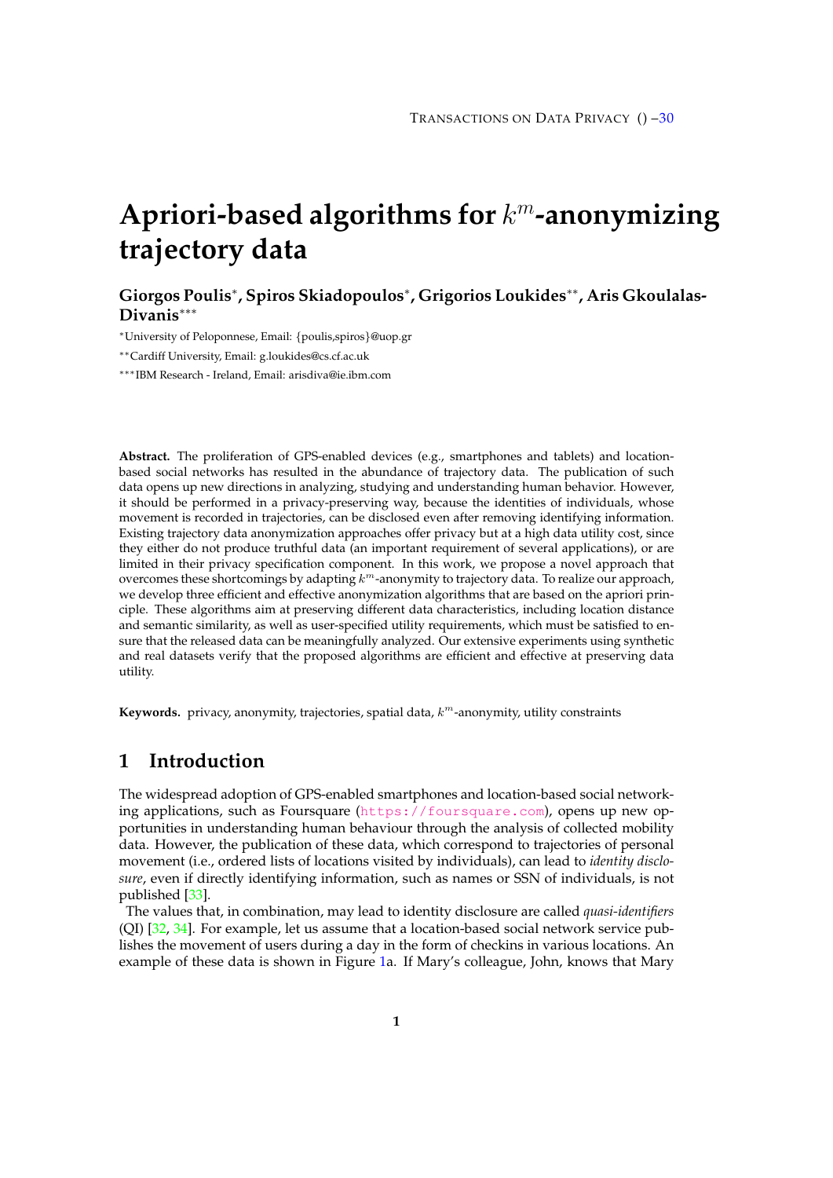# Apriori-based algorithms for $k^m$-anonymizing trajectory data

**Giorgos Poulis***, **Spiros Skiadopoulos***, **Grigorios Loukides****, **Aris Gkoulalas-Divanis*****

*University of Peloponnese, Email: {poulis,spiros}@uop.gr

**Cardiff University, Email: g.loukides@cs.cf.ac.uk

***IBM Research - Ireland, Email: arisdiva@ie.ibm.com

**Abstract.** The proliferation of GPS-enabled devices (e.g., smartphones and tablets) and location-based social networks has resulted in the abundance of trajectory data. The publication of such data opens up new directions in analyzing, studying and understanding human behavior. However, it should be performed in a privacy-preserving way, because the identities of individuals, whose movement is recorded in trajectories, can be disclosed even after removing identifying information. Existing trajectory data anonymization approaches offer privacy but at a high data utility cost, since they either do not produce truthful data (an important requirement of several applications), or are limited in their privacy specification component. In this work, we propose a novel approach that overcomes these shortcomings by adapting $k^m$-anonymity to trajectory data. To realize our approach, we develop three efficient and effective anonymization algorithms that are based on the apriori principle. These algorithms aim at preserving different data characteristics, including location distance and semantic similarity, as well as user-specified utility requirements, which must be satisfied to ensure that the released data can be meaningfully analyzed. Our extensive experiments using synthetic and real datasets verify that the proposed algorithms are efficient and effective at preserving data utility.

**Keywords.** privacy, anonymity, trajectories, spatial data, $k^m$-anonymity, utility constraints

## 1 Introduction

The widespread adoption of GPS-enabled smartphones and location-based social networking applications, such as Foursquare (https://foursquare.com), opens up new opportunities in understanding human behaviour through the analysis of collected mobility data. However, the publication of these data, which correspond to trajectories of personal movement (i.e., ordered lists of locations visited by individuals), can lead to *identity disclosure*, even if directly identifying information, such as names or SSN of individuals, is not published [33].

The values that, in combination, may lead to identity disclosure are called *quasi-identifiers* (QI) [32, 34]. For example, let us assume that a location-based social network service publishes the movement of users during a day in the form of checkins in various locations. An example of these data is shown in Figure 1a. If Mary's colleague, John, knows that Mary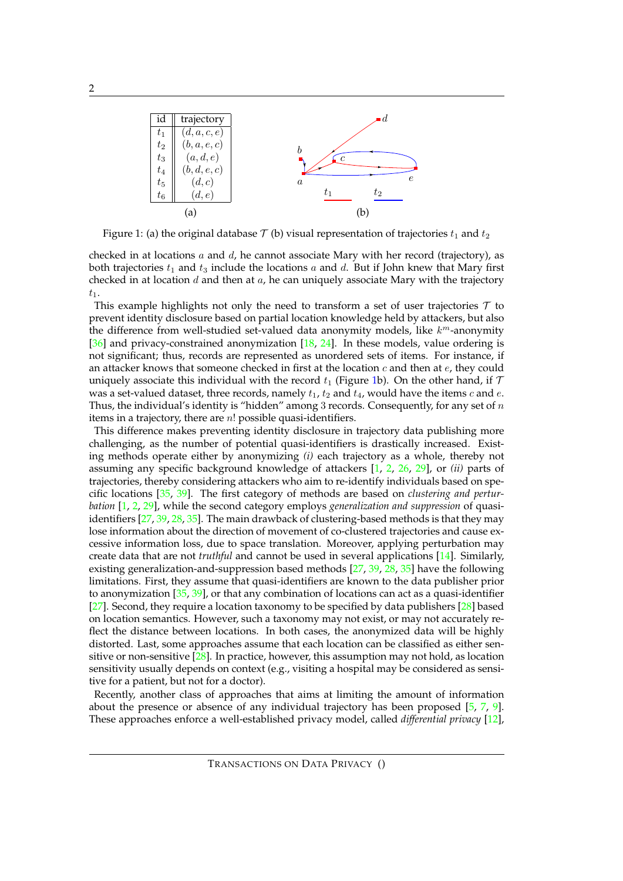| id | trajectory |
|---|---|
| $t_1$ | $(d, a, c, e)$ |
| $t_2$ | $(b, a, e, c)$ |
| $t_3$ | $(a, d, e)$ |
| $t_4$ | $(b, d, e, c)$ |
| $t_5$ | $(d, c)$ |
| $t_6$ | $(d, e)$ |

(a)

(b)

Figure 1: (a) the original database $\mathcal{T}$ (b) visual representation of trajectories $t_1$ and $t_2$

checked in at locations $a$ and $d$, he cannot associate Mary with her record (trajectory), as both trajectories $t_1$ and $t_3$ include the locations $a$ and $d$. But if John knew that Mary first checked in at location $d$ and then at $a$, he can uniquely associate Mary with the trajectory $t_1$.

This example highlights not only the need to transform a set of user trajectories $\mathcal{T}$ to prevent identity disclosure based on partial location knowledge held by attackers, but also the difference from well-studied set-valued data anonymity models, like $k^m$-anonymity [36] and privacy-constrained anonymization [18, 24]. In these models, value ordering is not significant; thus, records are represented as unordered sets of items. For instance, if an attacker knows that someone checked in first at the location $c$ and then at $e$, they could uniquely associate this individual with the record $t_1$ (Figure 1b). On the other hand, if $\mathcal{T}$ was a set-valued dataset, three records, namely $t_1$, $t_2$ and $t_4$, would have the items $c$ and $e$. Thus, the individual's identity is "hidden" among 3 records. Consequently, for any set of $n$ items in a trajectory, there are $n!$ possible quasi-identifiers.

This difference makes preventing identity disclosure in trajectory data publishing more challenging, as the number of potential quasi-identifiers is drastically increased. Existing methods operate either by anonymizing *(i)* each trajectory as a whole, thereby not assuming any specific background knowledge of attackers [1, 2, 26, 29], or *(ii)* parts of trajectories, thereby considering attackers who aim to re-identify individuals based on specific locations [35, 39]. The first category of methods are based on *clustering and perturbation* [1, 2, 29], while the second category employs *generalization and suppression* of quasi-identifiers [27, 39, 28, 35]. The main drawback of clustering-based methods is that they may lose information about the direction of movement of co-clustered trajectories and cause excessive information loss, due to space translation. Moreover, applying perturbation may create data that are not *truthful* and cannot be used in several applications [14]. Similarly, existing generalization-and-suppression based methods [27, 39, 28, 35] have the following limitations. First, they assume that quasi-identifiers are known to the data publisher prior to anonymization [35, 39], or that any combination of locations can act as a quasi-identifier [27]. Second, they require a location taxonomy to be specified by data publishers [28] based on location semantics. However, such a taxonomy may not exist, or may not accurately reflect the distance between locations. In both cases, the anonymized data will be highly distorted. Last, some approaches assume that each location can be classified as either sensitive or non-sensitive [28]. In practice, however, this assumption may not hold, as location sensitivity usually depends on context (e.g., visiting a hospital may be considered as sensitive for a patient, but not for a doctor).

Recently, another class of approaches that aims at limiting the amount of information about the presence or absence of any individual trajectory has been proposed [5, 7, 9]. These approaches enforce a well-established privacy model, called *differential privacy* [12],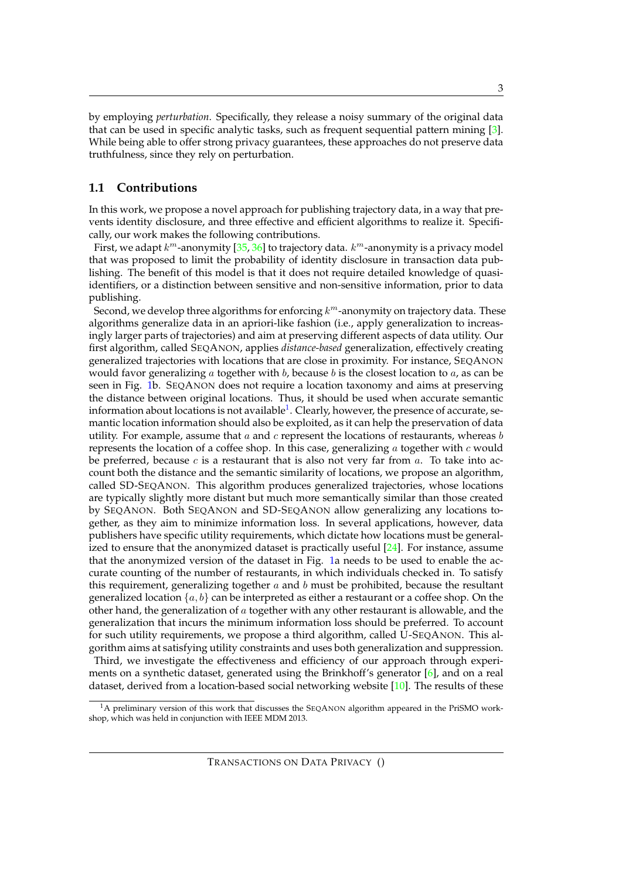by employing *perturbation*. Specifically, they release a noisy summary of the original data that can be used in specific analytic tasks, such as frequent sequential pattern mining [3]. While being able to offer strong privacy guarantees, these approaches do not preserve data truthfulness, since they rely on perturbation.

## 1.1 Contributions

In this work, we propose a novel approach for publishing trajectory data, in a way that prevents identity disclosure, and three effective and efficient algorithms to realize it. Specifically, our work makes the following contributions.

First, we adapt $k^m$-anonymity [35, 36] to trajectory data. $k^m$-anonymity is a privacy model that was proposed to limit the probability of identity disclosure in transaction data publishing. The benefit of this model is that it does not require detailed knowledge of quasi-identifiers, or a distinction between sensitive and non-sensitive information, prior to data publishing.

Second, we develop three algorithms for enforcing $k^m$-anonymity on trajectory data. These algorithms generalize data in an apriori-like fashion (i.e., apply generalization to increasingly larger parts of trajectories) and aim at preserving different aspects of data utility. Our first algorithm, called SEQANON, applies *distance-based* generalization, effectively creating generalized trajectories with locations that are close in proximity. For instance, SEQANON would favor generalizing $a$ together with $b$, because $b$ is the closest location to $a$, as can be seen in Fig. 1b. SEQANON does not require a location taxonomy and aims at preserving the distance between original locations. Thus, it should be used when accurate semantic information about locations is not available[1]. Clearly, however, the presence of accurate, semantic location information should also be exploited, as it can help the preservation of data utility. For example, assume that $a$ and $c$ represent the locations of restaurants, whereas $b$ represents the location of a coffee shop. In this case, generalizing $a$ together with $c$ would be preferred, because $c$ is a restaurant that is also not very far from $a$. To take into account both the distance and the semantic similarity of locations, we propose an algorithm, called SD-SEQANON. This algorithm produces generalized trajectories, whose locations are typically slightly more distant but much more semantically similar than those created by SEQANON. Both SEQANON and SD-SEQANON allow generalizing any locations together, as they aim to minimize information loss. In several applications, however, data publishers have specific utility requirements, which dictate how locations must be generalized to ensure that the anonymized dataset is practically useful [24]. For instance, assume that the anonymized version of the dataset in Fig. 1a needs to be used to enable the accurate counting of the number of restaurants, in which individuals checked in. To satisfy this requirement, generalizing together $a$ and $b$ must be prohibited, because the resultant generalized location $\{a, b\}$ can be interpreted as either a restaurant or a coffee shop. On the other hand, the generalization of $a$ together with any other restaurant is allowable, and the generalization that incurs the minimum information loss should be preferred. To account for such utility requirements, we propose a third algorithm, called U-SEQANON. This algorithm aims at satisfying utility constraints and uses both generalization and suppression.

Third, we investigate the effectiveness and efficiency of our approach through experiments on a synthetic dataset, generated using the Brinkhoff's generator [6], and on a real dataset, derived from a location-based social networking website [10]. The results of these

[1] A preliminary version of this work that discusses the SEQANON algorithm appeared in the PriSMO workshop, which was held in conjunction with IEEE MDM 2013.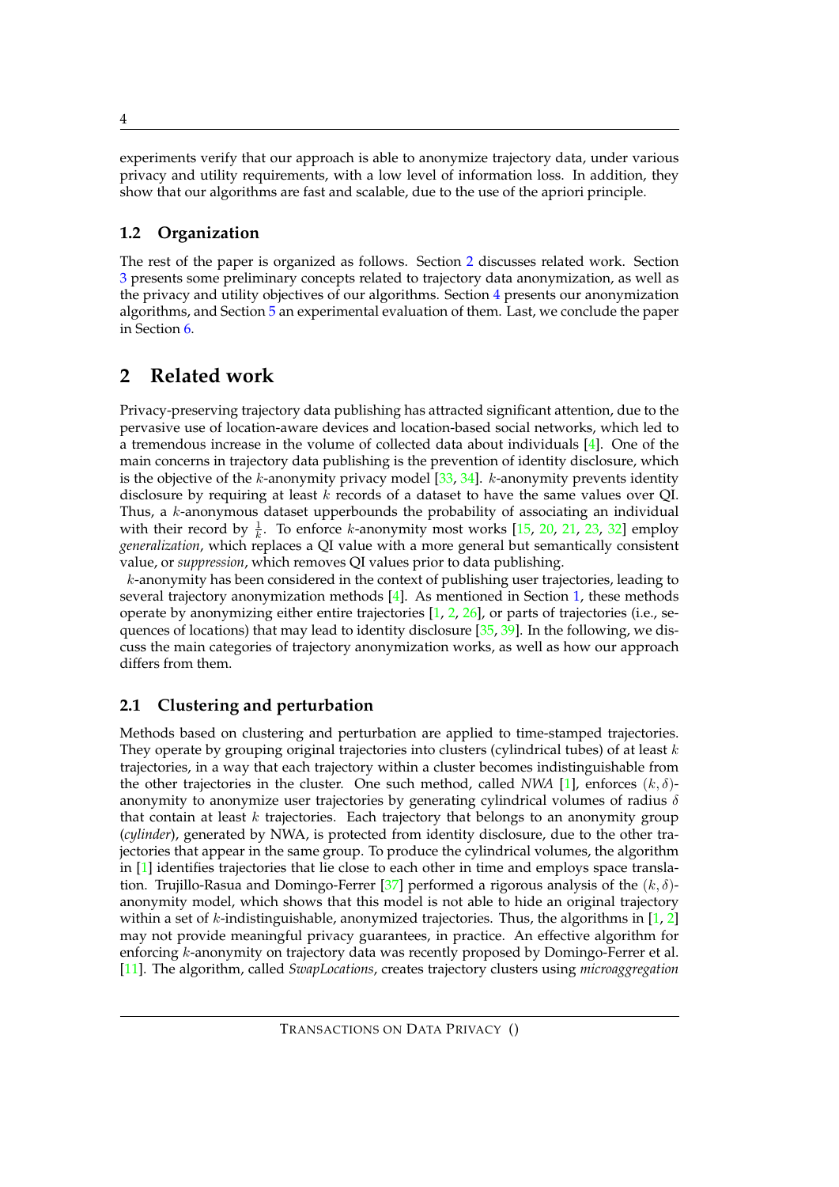experiments verify that our approach is able to anonymize trajectory data, under various privacy and utility requirements, with a low level of information loss. In addition, they show that our algorithms are fast and scalable, due to the use of the apriori principle.

### 1.2 Organization

The rest of the paper is organized as follows. Section 2 discusses related work. Section 3 presents some preliminary concepts related to trajectory data anonymization, as well as the privacy and utility objectives of our algorithms. Section 4 presents our anonymization algorithms, and Section 5 an experimental evaluation of them. Last, we conclude the paper in Section 6.

## 2 Related work

Privacy-preserving trajectory data publishing has attracted significant attention, due to the pervasive use of location-aware devices and location-based social networks, which led to a tremendous increase in the volume of collected data about individuals [4]. One of the main concerns in trajectory data publishing is the prevention of identity disclosure, which is the objective of the $k$-anonymity privacy model [33, 34]. $k$-anonymity prevents identity disclosure by requiring at least $k$ records of a dataset to have the same values over QI. Thus, a $k$-anonymous dataset upperbounds the probability of associating an individual with their record by $\frac{1}{k}$. To enforce $k$-anonymity most works [15, 20, 21, 23, 32] employ *generalization*, which replaces a QI value with a more general but semantically consistent value, or *suppression*, which removes QI values prior to data publishing.

$k$-anonymity has been considered in the context of publishing user trajectories, leading to several trajectory anonymization methods [4]. As mentioned in Section 1, these methods operate by anonymizing either entire trajectories [1, 2, 26], or parts of trajectories (i.e., sequences of locations) that may lead to identity disclosure [35, 39]. In the following, we discuss the main categories of trajectory anonymization works, as well as how our approach differs from them.

### 2.1 Clustering and perturbation

Methods based on clustering and perturbation are applied to time-stamped trajectories. They operate by grouping original trajectories into clusters (cylindrical tubes) of at least $k$ trajectories, in a way that each trajectory within a cluster becomes indistinguishable from the other trajectories in the cluster. One such method, called *NWA* [1], enforces $(k, \delta)$-anonymity to anonymize user trajectories by generating cylindrical volumes of radius $\delta$ that contain at least $k$ trajectories. Each trajectory that belongs to an anonymity group (*cylinder*), generated by NWA, is protected from identity disclosure, due to the other trajectories that appear in the same group. To produce the cylindrical volumes, the algorithm in [1] identifies trajectories that lie close to each other in time and employs space translation. Trujillo-Rasua and Domingo-Ferrer [37] performed a rigorous analysis of the $(k, \delta)$-anonymity model, which shows that this model is not able to hide an original trajectory within a set of $k$-indistinguishable, anonymized trajectories. Thus, the algorithms in [1, 2] may not provide meaningful privacy guarantees, in practice. An effective algorithm for enforcing $k$-anonymity on trajectory data was recently proposed by Domingo-Ferrer et al. [11]. The algorithm, called *SwapLocations*, creates trajectory clusters using *microaggregation*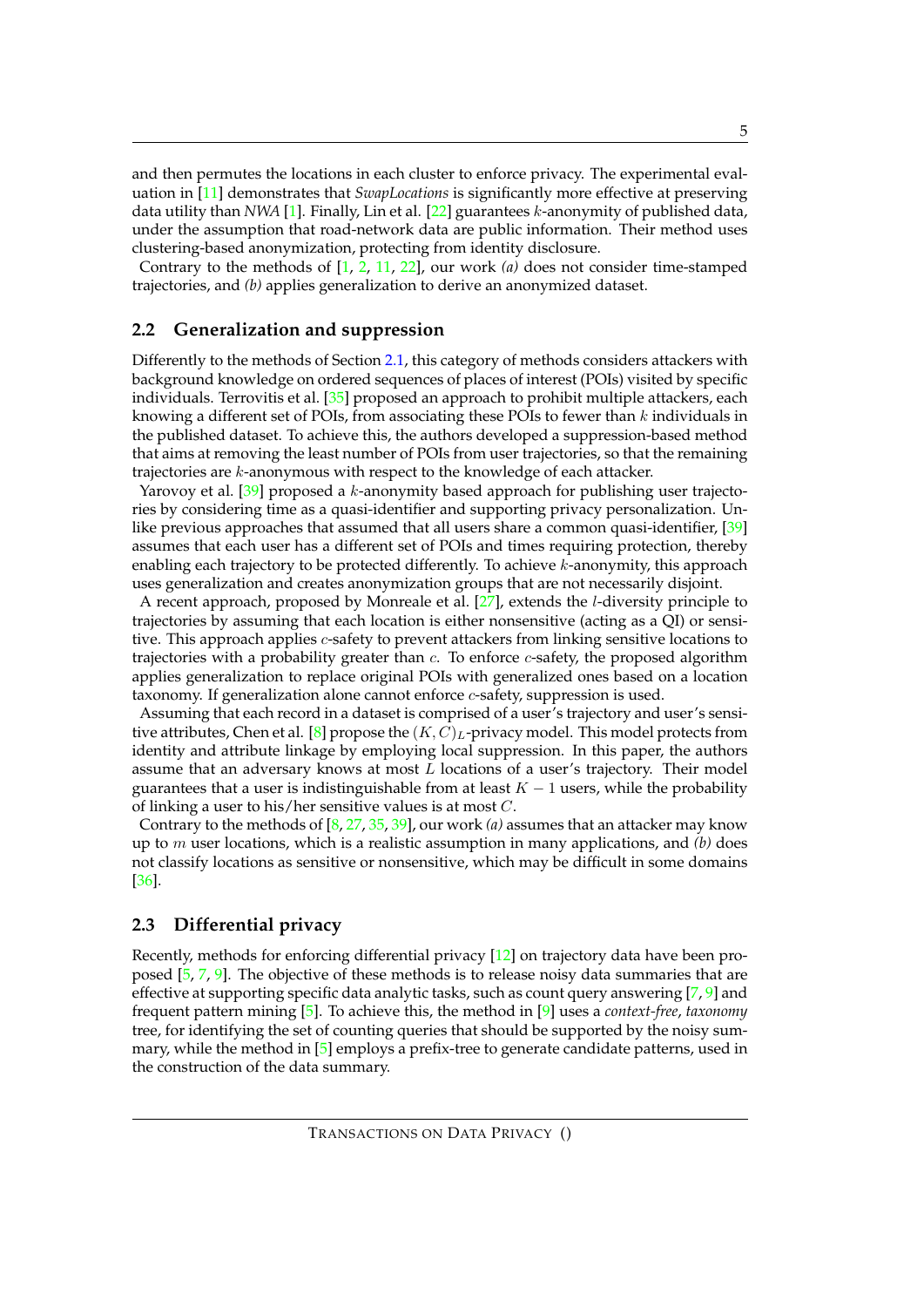and then permutes the locations in each cluster to enforce privacy. The experimental evaluation in [11] demonstrates that *SwapLocations* is significantly more effective at preserving data utility than *NWA* [1]. Finally, Lin et al. [22] guarantees $k$-anonymity of published data, under the assumption that road-network data are public information. Their method uses clustering-based anonymization, protecting from identity disclosure.

Contrary to the methods of [1, 2, 11, 22], our work *(a)* does not consider time-stamped trajectories, and *(b)* applies generalization to derive an anonymized dataset.

## 2.2 Generalization and suppression

Differently to the methods of Section 2.1, this category of methods considers attackers with background knowledge on ordered sequences of places of interest (POIs) visited by specific individuals. Terrovitis et al. [35] proposed an approach to prohibit multiple attackers, each knowing a different set of POIs, from associating these POIs to fewer than $k$ individuals in the published dataset. To achieve this, the authors developed a suppression-based method that aims at removing the least number of POIs from user trajectories, so that the remaining trajectories are $k$-anonymous with respect to the knowledge of each attacker.

Yarovoy et al. [39] proposed a $k$-anonymity based approach for publishing user trajectories by considering time as a quasi-identifier and supporting privacy personalization. Unlike previous approaches that assumed that all users share a common quasi-identifier, [39] assumes that each user has a different set of POIs and times requiring protection, thereby enabling each trajectory to be protected differently. To achieve $k$-anonymity, this approach uses generalization and creates anonymization groups that are not necessarily disjoint.

A recent approach, proposed by Monreale et al. [27], extends the $l$-diversity principle to trajectories by assuming that each location is either nonsensitive (acting as a QI) or sensitive. This approach applies $c$-safety to prevent attackers from linking sensitive locations to trajectories with a probability greater than $c$. To enforce $c$-safety, the proposed algorithm applies generalization to replace original POIs with generalized ones based on a location taxonomy. If generalization alone cannot enforce $c$-safety, suppression is used.

Assuming that each record in a dataset is comprised of a user's trajectory and user's sensitive attributes, Chen et al. [8] propose the $(K, C)_L$-privacy model. This model protects from identity and attribute linkage by employing local suppression. In this paper, the authors assume that an adversary knows at most $L$ locations of a user's trajectory. Their model guarantees that a user is indistinguishable from at least $K - 1$ users, while the probability of linking a user to his/her sensitive values is at most $C$.

Contrary to the methods of [8, 27, 35, 39], our work *(a)* assumes that an attacker may know up to $m$ user locations, which is a realistic assumption in many applications, and *(b)* does not classify locations as sensitive or nonsensitive, which may be difficult in some domains [36].

## 2.3 Differential privacy

Recently, methods for enforcing differential privacy [12] on trajectory data have been proposed [5, 7, 9]. The objective of these methods is to release noisy data summaries that are effective at supporting specific data analytic tasks, such as count query answering [7, 9] and frequent pattern mining [5]. To achieve this, the method in [9] uses a *context-free*, *taxonomy* tree, for identifying the set of counting queries that should be supported by the noisy summary, while the method in [5] employs a prefix-tree to generate candidate patterns, used in the construction of the data summary.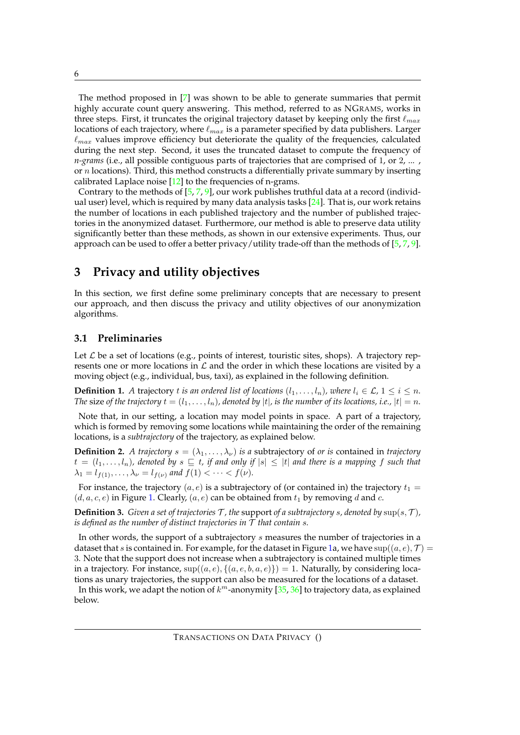The method proposed in [7] was shown to be able to generate summaries that permit highly accurate count query answering. This method, referred to as NGRAMS, works in three steps. First, it truncates the original trajectory dataset by keeping only the first $\ell_{max}$ locations of each trajectory, where $\ell_{max}$ is a parameter specified by data publishers. Larger $\ell_{max}$ values improve efficiency but deteriorate the quality of the frequencies, calculated during the next step. Second, it uses the truncated dataset to compute the frequency of *n-grams* (i.e., all possible contiguous parts of trajectories that are comprised of 1, or 2, ... , or $n$ locations). Third, this method constructs a differentially private summary by inserting calibrated Laplace noise [12] to the frequencies of n-grams.

Contrary to the methods of [5, 7, 9], our work publishes truthful data at a record (individual user) level, which is required by many data analysis tasks [24]. That is, our work retains the number of locations in each published trajectory and the number of published trajectories in the anonymized dataset. Furthermore, our method is able to preserve data utility significantly better than these methods, as shown in our extensive experiments. Thus, our approach can be used to offer a better privacy/utility trade-off than the methods of [5, 7, 9].

## 3 Privacy and utility objectives

In this section, we first define some preliminary concepts that are necessary to present our approach, and then discuss the privacy and utility objectives of our anonymization algorithms.

### 3.1 Preliminaries

Let $\mathcal{L}$ be a set of locations (e.g., points of interest, touristic sites, shops). A trajectory represents one or more locations in $\mathcal{L}$ and the order in which these locations are visited by a moving object (e.g., individual, bus, taxi), as explained in the following definition.

**Definition 1.** *A* trajectory *$t$ is an ordered list of locations $(l_1, \dots, l_n)$, where $l_i \in \mathcal{L}$, $1 \leq i \leq n$. The* size *of the trajectory $t = (l_1, \dots, l_n)$, denoted by $|t|$, is the number of its locations, i.e., $|t| = n$.*

Note that, in our setting, a location may model points in space. A part of a trajectory, which is formed by removing some locations while maintaining the order of the remaining locations, is a *subtrajectory* of the trajectory, as explained below.

**Definition 2.** *A trajectory $s = (\lambda_1, \dots, \lambda_\nu)$ is a* subtrajectory of *or is* contained in *trajectory $t = (l_1, \dots, l_n)$, denoted by $s \sqsubseteq t$, if and only if $|s| \leq |t|$ and there is a mapping $f$ such that $\lambda_1 = l_{f(1)}, \dots, \lambda_\nu = l_{f(\nu)}$ and $f(1) < \dots < f(\nu)$.*

For instance, the trajectory $(a, e)$ is a subtrajectory of (or contained in) the trajectory $t_1 = (d, a, c, e)$ in Figure 1. Clearly, $(a, e)$ can be obtained from $t_1$ by removing $d$ and $c$.

**Definition 3.** *Given a set of trajectories $\mathcal{T}$, the* support *of a subtrajectory $s$, denoted by $\sup(s, \mathcal{T})$, is defined as the number of distinct trajectories in $\mathcal{T}$ that contain $s$.*

In other words, the support of a subtrajectory $s$ measures the number of trajectories in a dataset that $s$ is contained in. For example, for the dataset in Figure 1a, we have $\sup((a, e), \mathcal{T}) = 3$. Note that the support does not increase when a subtrajectory is contained multiple times in a trajectory. For instance, $\sup((a, e), \{(a, e, b, a, e)\}) = 1$. Naturally, by considering locations as unary trajectories, the support can also be measured for the locations of a dataset.

In this work, we adapt the notion of $k^m$-anonymity [35, 36] to trajectory data, as explained below.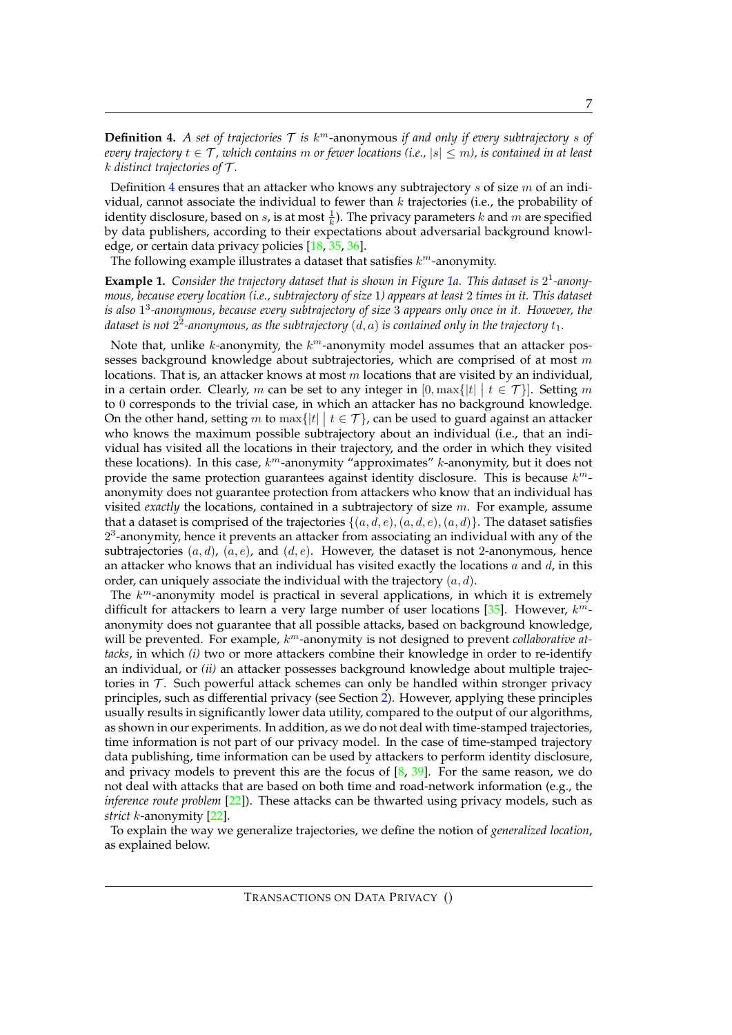**Definition 4.** *A set of trajectories $\mathcal{T}$ is $k^m$-*anonymous *if and only if every subtrajectory $s$ of every trajectory $t \in \mathcal{T}$, which contains $m$ or fewer locations (i.e., $|s| \leq m$), is contained in at least $k$ distinct trajectories of $\mathcal{T}$.*

Definition 4 ensures that an attacker who knows any subtrajectory $s$ of size $m$ of an individual, cannot associate the individual to fewer than $k$ trajectories (i.e., the probability of identity disclosure, based on $s$, is at most $\frac{1}{k}$). The privacy parameters $k$ and $m$ are specified by data publishers, according to their expectations about adversarial background knowledge, or certain data privacy policies [18, 35, 36].

The following example illustrates a dataset that satisfies $k^m$-anonymity.

**Example 1.** *Consider the trajectory dataset that is shown in Figure 1a. This dataset is $2^1$-anonymous, because every location (i.e., subtrajectory of size 1) appears at least 2 times in it. This dataset is also $1^3$-anonymous, because every subtrajectory of size 3 appears only once in it. However, the dataset is not $2^2$-anonymous, as the subtrajectory $(d, a)$ is contained only in the trajectory $t_1$.*

Note that, unlike $k$-anonymity, the $k^m$-anonymity model assumes that an attacker possesses background knowledge about subtrajectories, which are comprised of at most $m$ locations. That is, an attacker knows at most $m$ locations that are visited by an individual, in a certain order. Clearly, $m$ can be set to any integer in $[0, \max\{|t| \mid t \in \mathcal{T}\}]$. Setting $m$ to 0 corresponds to the trivial case, in which an attacker has no background knowledge. On the other hand, setting $m$ to $\max\{|t| \mid t \in \mathcal{T}\}$, can be used to guard against an attacker who knows the maximum possible subtrajectory about an individual (i.e., that an individual has visited all the locations in their trajectory, and the order in which they visited these locations). In this case, $k^m$-anonymity "approximates" $k$-anonymity, but it does not provide the same protection guarantees against identity disclosure. This is because $k^m$-anonymity does not guarantee protection from attackers who know that an individual has visited *exactly* the locations, contained in a subtrajectory of size $m$. For example, assume that a dataset is comprised of the trajectories $\{(a, d, e), (a, d, e), (a, d)\}$. The dataset satisfies $2^3$-anonymity, hence it prevents an attacker from associating an individual with any of the subtrajectories $(a, d)$, $(a, e)$, and $(d, e)$. However, the dataset is not 2-anonymous, hence an attacker who knows that an individual has visited exactly the locations $a$ and $d$, in this order, can uniquely associate the individual with the trajectory $(a, d)$.

The $k^m$-anonymity model is practical in several applications, in which it is extremely difficult for attackers to learn a very large number of user locations [35]. However, $k^m$-anonymity does not guarantee that all possible attacks, based on background knowledge, will be prevented. For example, $k^m$-anonymity is not designed to prevent *collaborative attacks*, in which *(i)* two or more attackers combine their knowledge in order to re-identify an individual, or *(ii)* an attacker possesses background knowledge about multiple trajectories in $\mathcal{T}$. Such powerful attack schemes can only be handled within stronger privacy principles, such as differential privacy (see Section 2). However, applying these principles usually results in significantly lower data utility, compared to the output of our algorithms, as shown in our experiments. In addition, as we do not deal with time-stamped trajectories, time information is not part of our privacy model. In the case of time-stamped trajectory data publishing, time information can be used by attackers to perform identity disclosure, and privacy models to prevent this are the focus of [8, 39]. For the same reason, we do not deal with attacks that are based on both time and road-network information (e.g., the *inference route problem* [22]). These attacks can be thwarted using privacy models, such as *strict* $k$-anonymity [22].

To explain the way we generalize trajectories, we define the notion of *generalized location*, as explained below.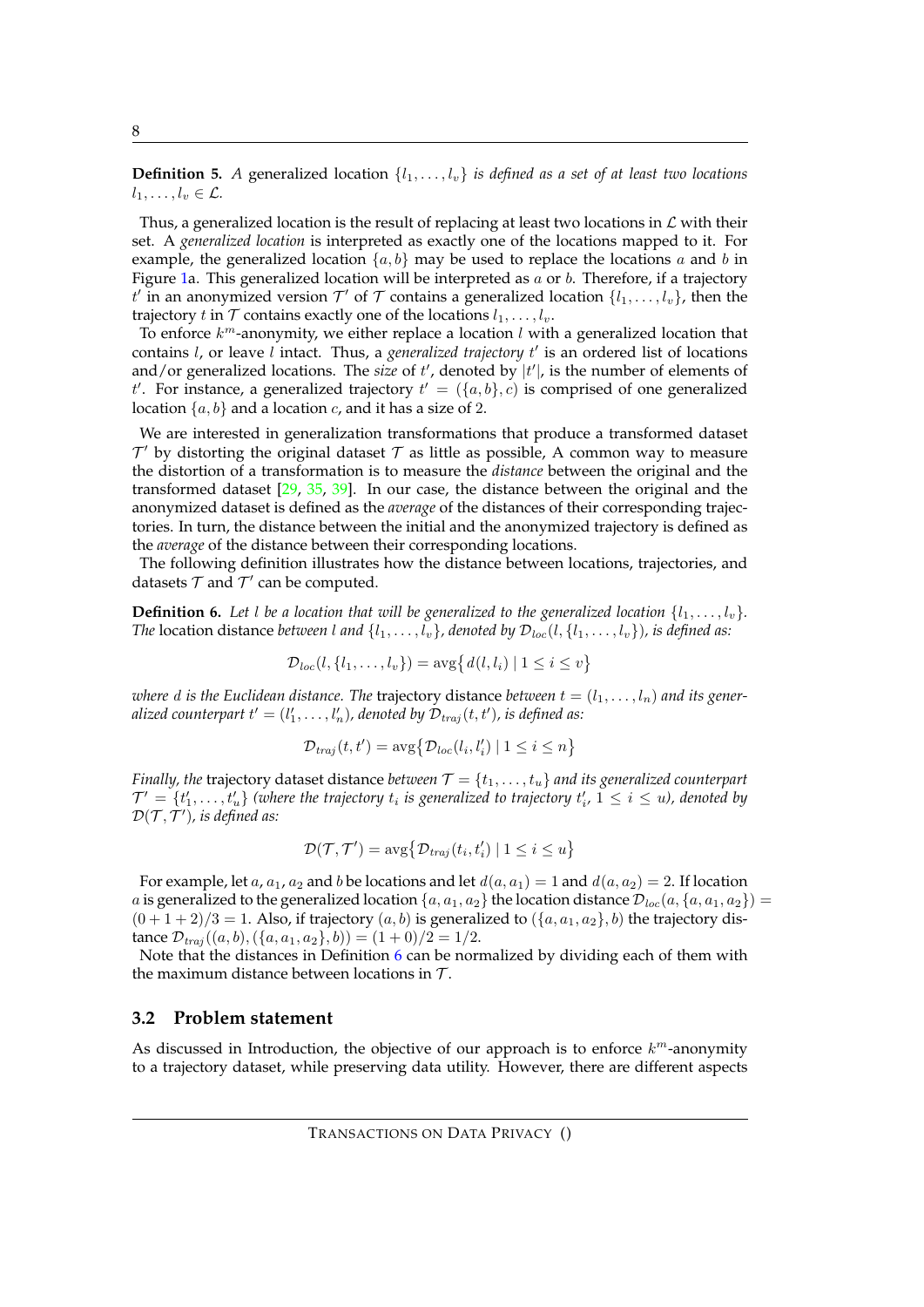**Definition 5.** *A* generalized location $\{l_1, \ldots, l_v\}$ *is defined as a set of at least two locations* $l_1, \ldots, l_v \in \mathcal{L}$.

Thus, a generalized location is the result of replacing at least two locations in $\mathcal{L}$ with their set. A *generalized location* is interpreted as exactly one of the locations mapped to it. For example, the generalized location $\{a, b\}$ may be used to replace the locations $a$ and $b$ in Figure 1a. This generalized location will be interpreted as $a$ or $b$. Therefore, if a trajectory $t'$ in an anonymized version $\mathcal{T}'$ of $\mathcal{T}$ contains a generalized location $\{l_1, \ldots, l_v\}$, then the trajectory $t$ in $\mathcal{T}$ contains exactly one of the locations $l_1, \ldots, l_v$.

To enforce $k^m$-anonymity, we either replace a location $l$ with a generalized location that contains $l$, or leave $l$ intact. Thus, a *generalized trajectory* $t'$ is an ordered list of locations and/or generalized locations. The *size* of $t'$, denoted by $|t'|$, is the number of elements of $t'$. For instance, a generalized trajectory $t' = (\{a, b\}, c)$ is comprised of one generalized location $\{a, b\}$ and a location $c$, and it has a size of 2.

We are interested in generalization transformations that produce a transformed dataset $\mathcal{T}'$ by distorting the original dataset $\mathcal{T}$ as little as possible, A common way to measure the distortion of a transformation is to measure the *distance* between the original and the transformed dataset [29, 35, 39]. In our case, the distance between the original and the anonymized dataset is defined as the *average* of the distances of their corresponding trajectories. In turn, the distance between the initial and the anonymized trajectory is defined as the *average* of the distance between their corresponding locations.

The following definition illustrates how the distance between locations, trajectories, and datasets $\mathcal{T}$ and $\mathcal{T}'$ can be computed.

**Definition 6.** *Let $l$ be a location that will be generalized to the generalized location $\{l_1, \ldots, l_v\}$. The* location distance *between $l$ and $\{l_1, \ldots, l_v\}$, denoted by $\mathcal{D}_{loc}(l, \{l_1, \ldots, l_v\})$, is defined as:*

$$\mathcal{D}_{loc}(l, \{l_1, \ldots, l_v\}) = \text{avg}\big\{\, d(l, l_i) \mid 1 \leq i \leq v \big\}$$

*where $d$ is the Euclidean distance. The* trajectory distance *between $t = (l_1, \ldots, l_n)$ and its generalized counterpart $t' = (l'_1, \ldots, l'_n)$, denoted by $\mathcal{D}_{traj}(t, t')$, is defined as:*

$$\mathcal{D}_{traj}(t, t') = \text{avg}\big\{\mathcal{D}_{loc}(l_i, l'_i) \mid 1 \leq i \leq n\big\}$$

*Finally, the* trajectory dataset distance *between $\mathcal{T} = \{t_1, \ldots, t_u\}$ and its generalized counterpart $\mathcal{T}' = \{t'_1, \ldots, t'_u\}$ (where the trajectory $t_i$ is generalized to trajectory $t'_i$, $1 \leq i \leq u$), denoted by $\mathcal{D}(\mathcal{T}, \mathcal{T}')$, is defined as:*

$$\mathcal{D}(\mathcal{T}, \mathcal{T}') = \text{avg}\big\{\mathcal{D}_{traj}(t_i, t'_i) \mid 1 \leq i \leq u\big\}$$

For example, let $a$, $a_1$, $a_2$ and $b$ be locations and let $d(a, a_1) = 1$ and $d(a, a_2) = 2$. If location $a$ is generalized to the generalized location $\{a, a_1, a_2\}$ the location distance $\mathcal{D}_{loc}(a, \{a, a_1, a_2\}) = (0 + 1 + 2)/3 = 1$. Also, if trajectory $(a, b)$ is generalized to $(\{a, a_1, a_2\}, b)$ the trajectory distance $\mathcal{D}_{traj}((a, b), (\{a, a_1, a_2\}, b)) = (1 + 0)/2 = 1/2$.

Note that the distances in Definition 6 can be normalized by dividing each of them with the maximum distance between locations in $\mathcal{T}$.

### 3.2 Problem statement

As discussed in Introduction, the objective of our approach is to enforce $k^m$-anonymity to a trajectory dataset, while preserving data utility. However, there are different aspects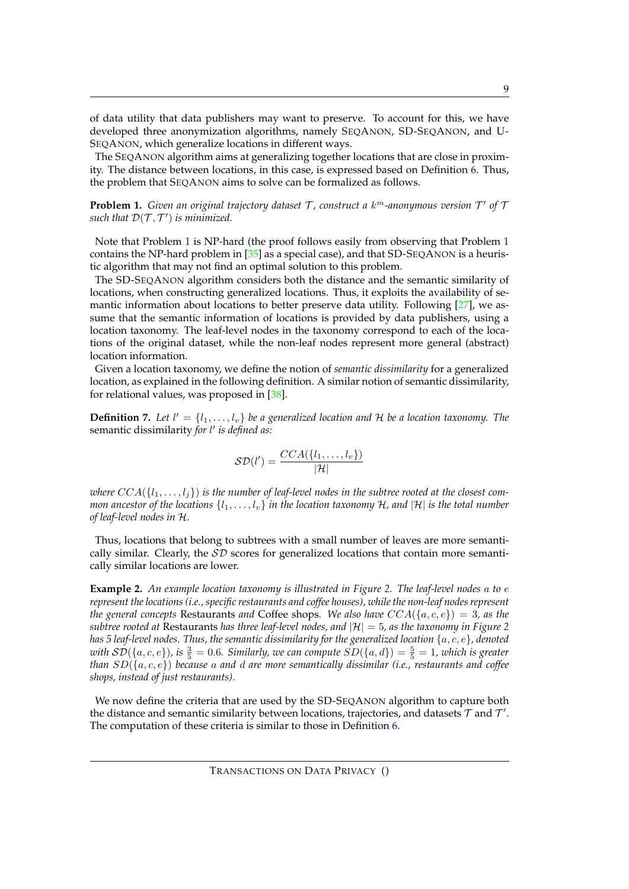of data utility that data publishers may want to preserve. To account for this, we have developed three anonymization algorithms, namely SEQANON, SD-SEQANON, and U-SEQANON, which generalize locations in different ways.

The SEQANON algorithm aims at generalizing together locations that are close in proximity. The distance between locations, in this case, is expressed based on Definition 6. Thus, the problem that SEQANON aims to solve can be formalized as follows.

**Problem 1.** *Given an original trajectory dataset $\mathcal{T}$, construct a $k^m$-anonymous version $\mathcal{T}'$ of $\mathcal{T}$ such that $\mathcal{D}(\mathcal{T}, \mathcal{T}')$ is minimized.*

Note that Problem 1 is NP-hard (the proof follows easily from observing that Problem 1 contains the NP-hard problem in [35] as a special case), and that SD-SEQANON is a heuristic algorithm that may not find an optimal solution to this problem.

The SD-SEQANON algorithm considers both the distance and the semantic similarity of locations, when constructing generalized locations. Thus, it exploits the availability of semantic information about locations to better preserve data utility. Following [27], we assume that the semantic information of locations is provided by data publishers, using a location taxonomy. The leaf-level nodes in the taxonomy correspond to each of the locations of the original dataset, while the non-leaf nodes represent more general (abstract) location information.

Given a location taxonomy, we define the notion of *semantic dissimilarity* for a generalized location, as explained in the following definition. A similar notion of semantic dissimilarity, for relational values, was proposed in [38].

**Definition 7.** *Let $l' = \{l_1, \ldots, l_v\}$ be a generalized location and $\mathcal{H}$ be a location taxonomy. The* semantic dissimilarity *for $l'$ is defined as:*

$$\mathcal{SD}(l') = \frac{CCA(\{l_1, \ldots, l_v\})}{|\mathcal{H}|}$$

*where $CCA(\{l_1, \ldots, l_j\})$ is the number of leaf-level nodes in the subtree rooted at the closest common ancestor of the locations $\{l_1, \ldots, l_v\}$ in the location taxonomy $\mathcal{H}$, and $|\mathcal{H}|$ is the total number of leaf-level nodes in $\mathcal{H}$.*

Thus, locations that belong to subtrees with a small number of leaves are more semantically similar. Clearly, the $\mathcal{SD}$ scores for generalized locations that contain more semantically similar locations are lower.

**Example 2.** *An example location taxonomy is illustrated in Figure 2. The leaf-level nodes $a$ to $e$ represent the locations (i.e., specific restaurants and coffee houses), while the non-leaf nodes represent the general concepts* Restaurants *and* Coffee shops*. We also have $CCA(\{a, c, e\}) = 3$, as the subtree rooted at* Restaurants *has three leaf-level nodes, and $|\mathcal{H}| = 5$, as the taxonomy in Figure 2 has 5 leaf-level nodes. Thus, the semantic dissimilarity for the generalized location $\{a, c, e\}$, denoted with $\mathcal{SD}(\{a, c, e\})$, is $\frac{3}{5} = 0.6$. Similarly, we can compute $SD(\{a, d\}) = \frac{5}{5} = 1$, which is greater than $SD(\{a, c, e\})$ because $a$ and $d$ are more semantically dissimilar (i.e., restaurants and coffee shops, instead of just restaurants).*

We now define the criteria that are used by the SD-SEQANON algorithm to capture both the distance and semantic similarity between locations, trajectories, and datasets $\mathcal{T}$ and $\mathcal{T}'$. The computation of these criteria is similar to those in Definition 6.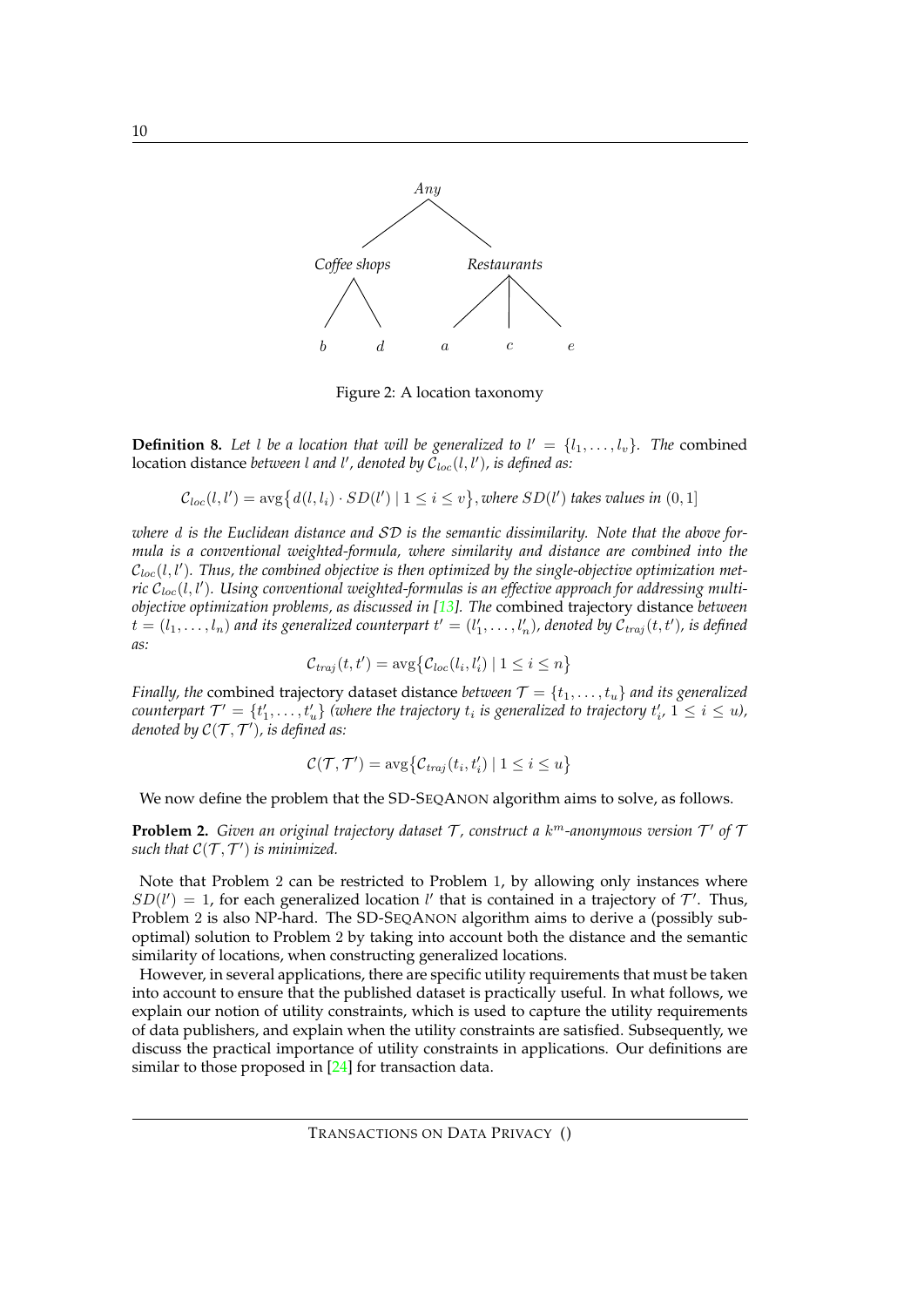Figure 2: A location taxonomy

**Definition 8.** *Let $l$ be a location that will be generalized to $l' = \{l_1, \ldots, l_v\}$. The* combined location distance *between $l$ and $l'$, denoted by $\mathcal{C}_{loc}(l, l')$, is defined as:*

$$\mathcal{C}_{loc}(l, l') = \text{avg}\{d(l, l_i) \cdot SD(l') \mid 1 \leq i \leq v\}, \text{where } SD(l') \text{ takes values in } (0, 1]$$

*where $d$ is the Euclidean distance and $\mathcal{SD}$ is the semantic dissimilarity. Note that the above formula is a conventional weighted-formula, where similarity and distance are combined into the $\mathcal{C}_{loc}(l, l')$. Thus, the combined objective is then optimized by the single-objective optimization metric $\mathcal{C}_{loc}(l, l')$. Using conventional weighted-formulas is an effective approach for addressing multi-objective optimization problems, as discussed in [13]. The* combined trajectory distance *between $t = (l_1, \ldots, l_n)$ and its generalized counterpart $t' = (l'_1, \ldots, l'_n)$, denoted by $\mathcal{C}_{traj}(t, t')$, is defined as:*

$$\mathcal{C}_{traj}(t, t') = \text{avg}\{\mathcal{C}_{loc}(l_i, l'_i) \mid 1 \leq i \leq n\}$$

*Finally, the* combined trajectory dataset distance *between $\mathcal{T} = \{t_1, \ldots, t_u\}$ and its generalized counterpart $\mathcal{T}' = \{t'_1, \ldots, t'_u\}$ (where the trajectory $t_i$ is generalized to trajectory $t'_i$, $1 \leq i \leq u$), denoted by $\mathcal{C}(\mathcal{T}, \mathcal{T}')$, is defined as:*

$$\mathcal{C}(\mathcal{T}, \mathcal{T}') = \text{avg}\{\mathcal{C}_{traj}(t_i, t'_i) \mid 1 \leq i \leq u\}$$

We now define the problem that the SD-SeqAnon algorithm aims to solve, as follows.

**Problem 2.** *Given an original trajectory dataset $\mathcal{T}$, construct a $k^m$-anonymous version $\mathcal{T}'$ of $\mathcal{T}$ such that $\mathcal{C}(\mathcal{T}, \mathcal{T}')$ is minimized.*

Note that Problem 2 can be restricted to Problem 1, by allowing only instances where $SD(l') = 1$, for each generalized location $l'$ that is contained in a trajectory of $\mathcal{T}'$. Thus, Problem 2 is also NP-hard. The SD-SeqAnon algorithm aims to derive a (possibly sub-optimal) solution to Problem 2 by taking into account both the distance and the semantic similarity of locations, when constructing generalized locations.

However, in several applications, there are specific utility requirements that must be taken into account to ensure that the published dataset is practically useful. In what follows, we explain our notion of utility constraints, which is used to capture the utility requirements of data publishers, and explain when the utility constraints are satisfied. Subsequently, we discuss the practical importance of utility constraints in applications. Our definitions are similar to those proposed in [24] for transaction data.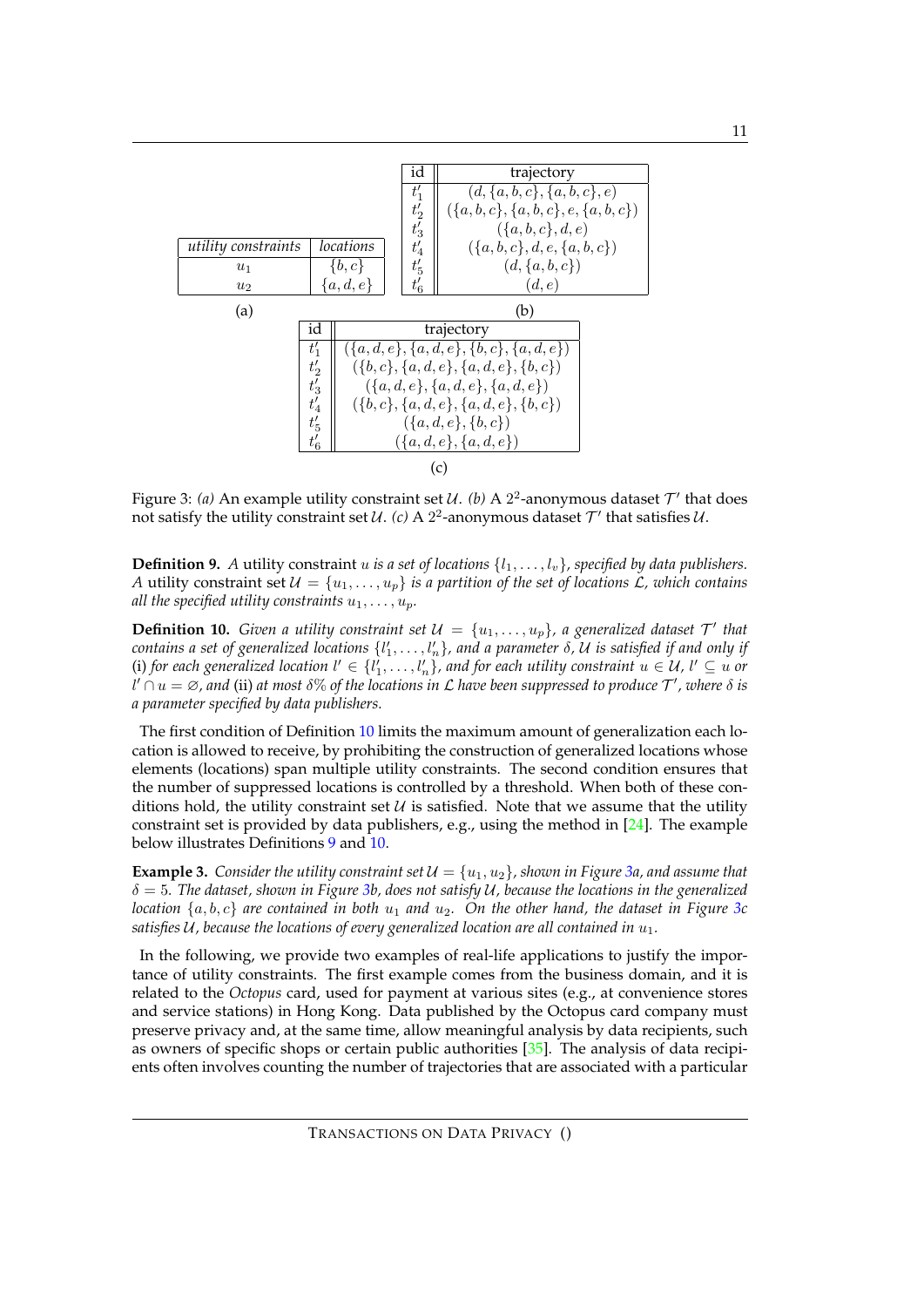| utility constraints | locations |
|---|---|
| $u_1$ | $\{b, c\}$ |
| $u_2$ | $\{a, d, e\}$ |

(a)

| id | trajectory |
|---|---|
| $t'_1$ | $(d, \{a, b, c\}, \{a, b, c\}, e)$ |
| $t'_2$ | $(\{a, b, c\}, \{a, b, c\}, e, \{a, b, c\})$ |
| $t'_3$ | $(\{a, b, c\}, d, e)$ |
| $t'_4$ | $(\{a, b, c\}, d, e, \{a, b, c\})$ |
| $t'_5$ | $(d, \{a, b, c\})$ |
| $t'_6$ | $(d, e)$ |

(b)

| id | trajectory |
|---|---|
| $t'_1$ | $(\{a, d, e\}, \{a, d, e\}, \{b, c\}, \{a, d, e\})$ |
| $t'_2$ | $(\{b, c\}, \{a, d, e\}, \{a, d, e\}, \{b, c\})$ |
| $t'_3$ | $(\{a, d, e\}, \{a, d, e\}, \{a, d, e\})$ |
| $t'_4$ | $(\{b, c\}, \{a, d, e\}, \{a, d, e\}, \{b, c\})$ |
| $t'_5$ | $(\{a, d, e\}, \{b, c\})$ |
| $t'_6$ | $(\{a, d, e\}, \{a, d, e\})$ |

(c)

Figure 3: *(a)* An example utility constraint set $\mathcal{U}$. *(b)* A $2^2$-anonymous dataset $\mathcal{T}'$ that does not satisfy the utility constraint set $\mathcal{U}$. *(c)* A $2^2$-anonymous dataset $\mathcal{T}'$ that satisfies $\mathcal{U}$.

**Definition 9.** *A* utility constraint $u$ *is a set of locations* $\{l_1, \ldots, l_v\}$*, specified by data publishers. A* utility constraint set $\mathcal{U} = \{u_1, \ldots, u_p\}$ *is a partition of the set of locations* $\mathcal{L}$*, which contains all the specified utility constraints* $u_1, \ldots, u_p$*.*

**Definition 10.** *Given a utility constraint set* $\mathcal{U} = \{u_1, \ldots, u_p\}$*, a generalized dataset* $\mathcal{T}'$ *that contains a set of generalized locations* $\{l'_1, \ldots, l'_n\}$*, and a parameter* $\delta$*,* $\mathcal{U}$ *is satisfied if and only if* (i) *for each generalized location* $l' \in \{l'_1, \ldots, l'_n\}$*, and for each utility constraint* $u \in \mathcal{U}$*,* $l' \subseteq u$ *or* $l' \cap u = \varnothing$*, and* (ii) *at most* $\delta$% *of the locations in* $\mathcal{L}$ *have been suppressed to produce* $\mathcal{T}'$*, where* $\delta$ *is a parameter specified by data publishers.*

The first condition of Definition 10 limits the maximum amount of generalization each location is allowed to receive, by prohibiting the construction of generalized locations whose elements (locations) span multiple utility constraints. The second condition ensures that the number of suppressed locations is controlled by a threshold. When both of these conditions hold, the utility constraint set $\mathcal{U}$ is satisfied. Note that we assume that the utility constraint set is provided by data publishers, e.g., using the method in [24]. The example below illustrates Definitions 9 and 10.

**Example 3.** *Consider the utility constraint set* $\mathcal{U} = \{u_1, u_2\}$*, shown in Figure 3a, and assume that* $\delta = 5$*. The dataset, shown in Figure 3b, does not satisfy* $\mathcal{U}$*, because the locations in the generalized location* $\{a, b, c\}$ *are contained in both* $u_1$ *and* $u_2$*. On the other hand, the dataset in Figure 3c satisfies* $\mathcal{U}$*, because the locations of every generalized location are all contained in* $u_1$*.*

In the following, we provide two examples of real-life applications to justify the importance of utility constraints. The first example comes from the business domain, and it is related to the *Octopus* card, used for payment at various sites (e.g., at convenience stores and service stations) in Hong Kong. Data published by the Octopus card company must preserve privacy and, at the same time, allow meaningful analysis by data recipients, such as owners of specific shops or certain public authorities [35]. The analysis of data recipients often involves counting the number of trajectories that are associated with a particular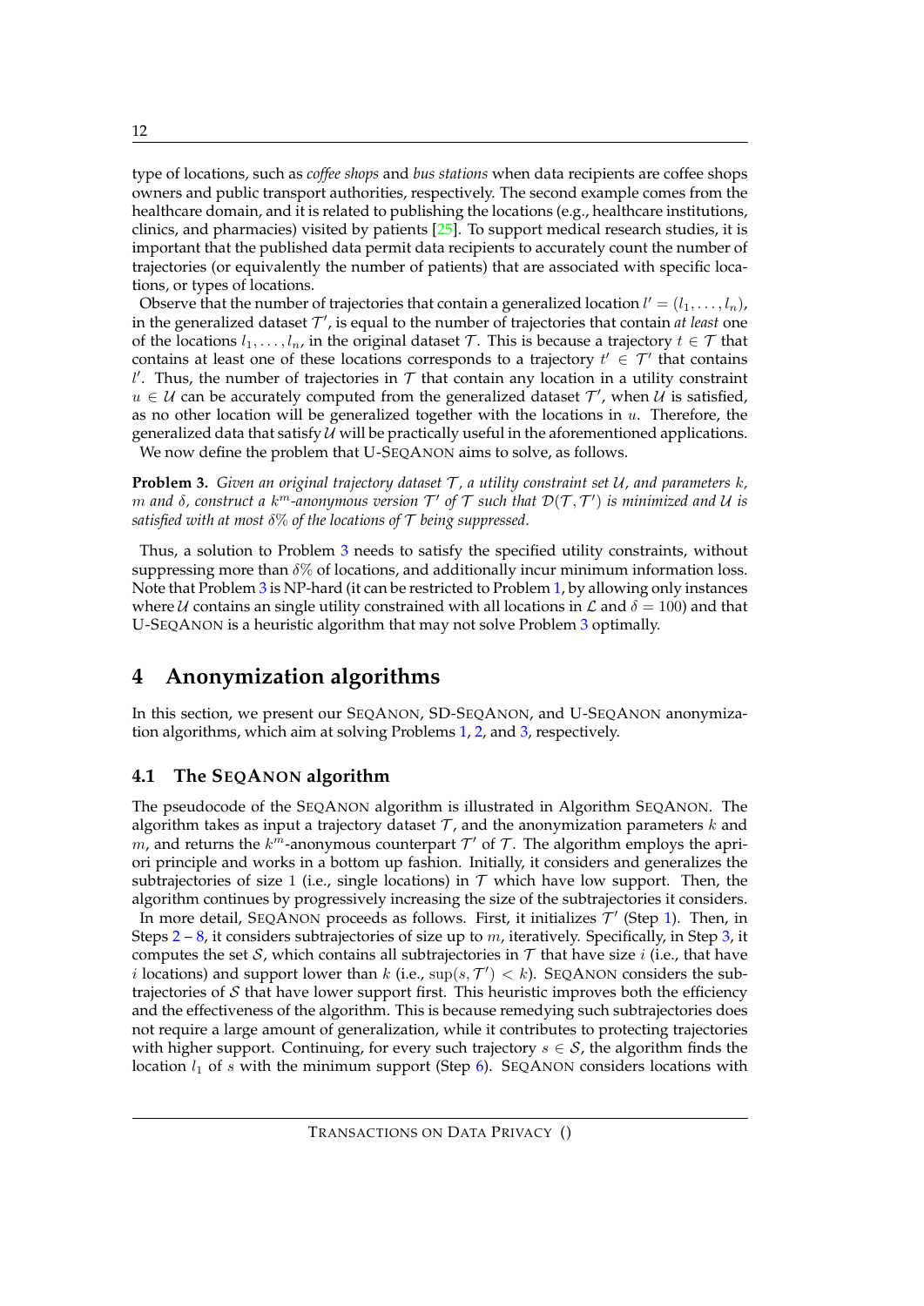type of locations, such as *coffee shops* and *bus stations* when data recipients are coffee shops owners and public transport authorities, respectively. The second example comes from the healthcare domain, and it is related to publishing the locations (e.g., healthcare institutions, clinics, and pharmacies) visited by patients [25]. To support medical research studies, it is important that the published data permit data recipients to accurately count the number of trajectories (or equivalently the number of patients) that are associated with specific locations, or types of locations.

Observe that the number of trajectories that contain a generalized location $l' = (l_1, \ldots, l_n)$, in the generalized dataset $\mathcal{T}'$, is equal to the number of trajectories that contain *at least* one of the locations $l_1, \ldots, l_n$, in the original dataset $\mathcal{T}$. This is because a trajectory $t \in \mathcal{T}$ that contains at least one of these locations corresponds to a trajectory $t' \in \mathcal{T}'$ that contains $l'$. Thus, the number of trajectories in $\mathcal{T}$ that contain any location in a utility constraint $u \in \mathcal{U}$ can be accurately computed from the generalized dataset $\mathcal{T}'$, when $\mathcal{U}$ is satisfied, as no other location will be generalized together with the locations in $u$. Therefore, the generalized data that satisfy $\mathcal{U}$ will be practically useful in the aforementioned applications.

We now define the problem that U-SEQANON aims to solve, as follows.

**Problem 3.** *Given an original trajectory dataset $\mathcal{T}$, a utility constraint set $\mathcal{U}$, and parameters $k$, $m$ and $\delta$, construct a $k^m$-anonymous version $\mathcal{T}'$ of $\mathcal{T}$ such that $\mathcal{D}(\mathcal{T}, \mathcal{T}')$ is minimized and $\mathcal{U}$ is satisfied with at most $\delta$% of the locations of $\mathcal{T}$ being suppressed.*

Thus, a solution to Problem 3 needs to satisfy the specified utility constraints, without suppressing more than $\delta$% of locations, and additionally incur minimum information loss. Note that Problem 3 is NP-hard (it can be restricted to Problem 1, by allowing only instances where $\mathcal{U}$ contains an single utility constrained with all locations in $\mathcal{L}$ and $\delta = 100$) and that U-SEQANON is a heuristic algorithm that may not solve Problem 3 optimally.

# 4 Anonymization algorithms

In this section, we present our SEQANON, SD-SEQANON, and U-SEQANON anonymization algorithms, which aim at solving Problems 1, 2, and 3, respectively.

## 4.1 The SEQANON algorithm

The pseudocode of the SEQANON algorithm is illustrated in Algorithm SEQANON. The algorithm takes as input a trajectory dataset $\mathcal{T}$, and the anonymization parameters $k$ and $m$, and returns the $k^m$-anonymous counterpart $\mathcal{T}'$ of $\mathcal{T}$. The algorithm employs the apriori principle and works in a bottom up fashion. Initially, it considers and generalizes the subtrajectories of size $1$ (i.e., single locations) in $\mathcal{T}$ which have low support. Then, the algorithm continues by progressively increasing the size of the subtrajectories it considers.

In more detail, SEQANON proceeds as follows. First, it initializes $\mathcal{T}'$ (Step 1). Then, in Steps 2 – 8, it considers subtrajectories of size up to $m$, iteratively. Specifically, in Step 3, it computes the set $\mathcal{S}$, which contains all subtrajectories in $\mathcal{T}$ that have size $i$ (i.e., that have $i$ locations) and support lower than $k$ (i.e., $\sup(s, \mathcal{T}') < k$). SEQANON considers the subtrajectories of $\mathcal{S}$ that have lower support first. This heuristic improves both the efficiency and the effectiveness of the algorithm. This is because remedying such subtrajectories does not require a large amount of generalization, while it contributes to protecting trajectories with higher support. Continuing, for every such trajectory $s \in \mathcal{S}$, the algorithm finds the location $l_1$ of $s$ with the minimum support (Step 6). SEQANON considers locations with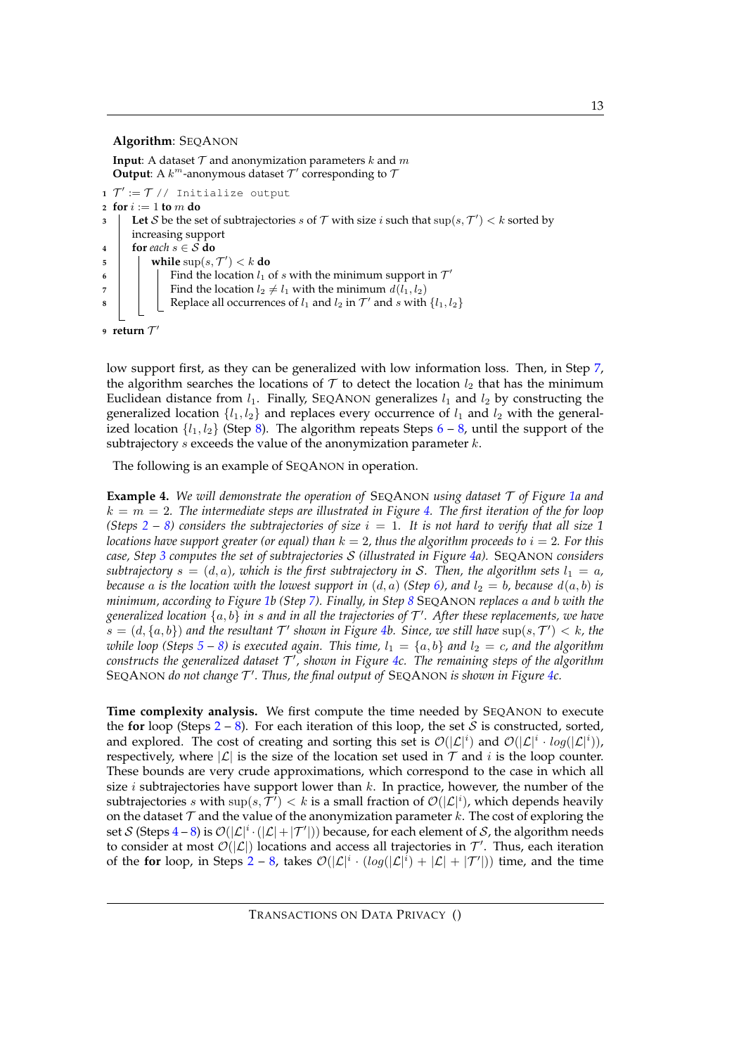**Algorithm**: SEQANON

**Input**: A dataset $\mathcal{T}$ and anonymization parameters $k$ and $m$
**Output**: A $k^m$-anonymous dataset $\mathcal{T}'$ corresponding to $\mathcal{T}$

```
1 T' := T // Initialize output
2 for i := 1 to m do
3     Let S be the set of subtrajectories s of T with size i such that sup(s, T') < k sorted by
      increasing support
4     for each s ∈ S do
5         while sup(s, T') < k do
6             Find the location l1 of s with the minimum support in T'
7             Find the location l2 ≠ l1 with the minimum d(l1, l2)
8             Replace all occurrences of l1 and l2 in T' and s with {l1, l2}
9 return T'
```

low support first, as they can be generalized with low information loss. Then, in Step 7, the algorithm searches the locations of $\mathcal{T}$ to detect the location $l_2$ that has the minimum Euclidean distance from $l_1$. Finally, SEQANON generalizes $l_1$ and $l_2$ by constructing the generalized location $\{l_1, l_2\}$ and replaces every occurrence of $l_1$ and $l_2$ with the generalized location $\{l_1, l_2\}$ (Step 8). The algorithm repeats Steps 6 – 8, until the support of the subtrajectory $s$ exceeds the value of the anonymization parameter $k$.

The following is an example of SEQANON in operation.

**Example 4.** *We will demonstrate the operation of* SEQANON *using dataset $\mathcal{T}$ of Figure 1a and $k = m = 2$. The intermediate steps are illustrated in Figure 4. The first iteration of the for loop (Steps 2 – 8) considers the subtrajectories of size $i = 1$. It is not hard to verify that all size 1 locations have support greater (or equal) than $k = 2$, thus the algorithm proceeds to $i = 2$. For this case, Step 3 computes the set of subtrajectories $\mathcal{S}$ (illustrated in Figure 4a).* SEQANON *considers subtrajectory $s = (d, a)$, which is the first subtrajectory in $\mathcal{S}$. Then, the algorithm sets $l_1 = a$, because $a$ is the location with the lowest support in $(d, a)$ (Step 6), and $l_2 = b$, because $d(a, b)$ is minimum, according to Figure 1b (Step 7). Finally, in Step 8* SEQANON *replaces $a$ and $b$ with the generalized location $\{a, b\}$ in $s$ and in all the trajectories of $\mathcal{T}'$. After these replacements, we have $s = (d, \{a, b\})$ and the resultant $\mathcal{T}'$ shown in Figure 4b. Since, we still have $\sup(s, \mathcal{T}') < k$, the while loop (Steps 5 – 8) is executed again. This time, $l_1 = \{a, b\}$ and $l_2 = c$, and the algorithm constructs the generalized dataset $\mathcal{T}'$, shown in Figure 4c. The remaining steps of the algorithm* SEQANON *do not change $\mathcal{T}'$. Thus, the final output of* SEQANON *is shown in Figure 4c.*

**Time complexity analysis.** We first compute the time needed by SEQANON to execute the **for** loop (Steps 2 – 8). For each iteration of this loop, the set $\mathcal{S}$ is constructed, sorted, and explored. The cost of creating and sorting this set is $\mathcal{O}(|\mathcal{L}|^i)$ and $\mathcal{O}(|\mathcal{L}|^i \cdot log(|\mathcal{L}|^i))$, respectively, where $|\mathcal{L}|$ is the size of the location set used in $\mathcal{T}$ and $i$ is the loop counter. These bounds are very crude approximations, which correspond to the case in which all size $i$ subtrajectories have support lower than $k$. In practice, however, the number of the subtrajectories $s$ with $\sup(s, \mathcal{T}') < k$ is a small fraction of $\mathcal{O}(|\mathcal{L}|^i)$, which depends heavily on the dataset $\mathcal{T}$ and the value of the anonymization parameter $k$. The cost of exploring the set $\mathcal{S}$ (Steps 4 – 8) is $\mathcal{O}(|\mathcal{L}|^i \cdot (|\mathcal{L}| + |\mathcal{T}'|))$ because, for each element of $\mathcal{S}$, the algorithm needs to consider at most $\mathcal{O}(|\mathcal{L}|)$ locations and access all trajectories in $\mathcal{T}'$. Thus, each iteration of the **for** loop, in Steps 2 – 8, takes $\mathcal{O}(|\mathcal{L}|^i \cdot (log(|\mathcal{L}|^i) + |\mathcal{L}| + |\mathcal{T}'|))$ time, and the time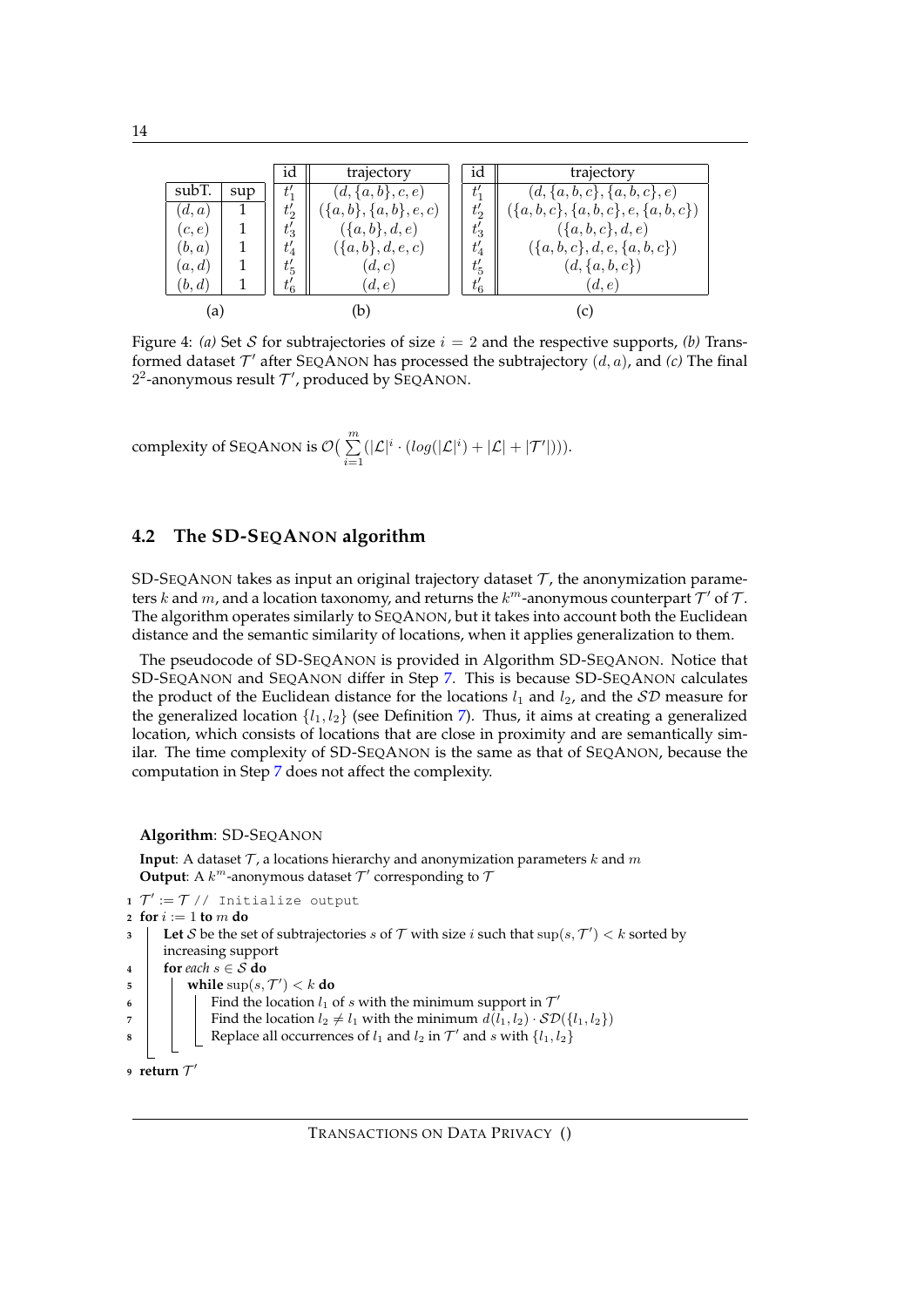| subT. | sup |
|---|---|
| $(d, a)$ | 1 |
| $(c, e)$ | 1 |
| $(b, a)$ | 1 |
| $(a, d)$ | 1 |
| $(b, d)$ | 1 |

(a)

| id | trajectory |
|---|---|
| $t'_1$ | $(d, \{a, b\}, c, e)$ |
| $t'_2$ | $(\{a, b\}, \{a, b\}, e, c)$ |
| $t'_3$ | $(\{a, b\}, d, e)$ |
| $t'_4$ | $(\{a, b\}, d, e, c)$ |
| $t'_5$ | $(d, c)$ |
| $t'_6$ | $(d, e)$ |

(b)

| id | trajectory |
|---|---|
| $t'_1$ | $(d, \{a, b, c\}, \{a, b, c\}, e)$ |
| $t'_2$ | $(\{a, b, c\}, \{a, b, c\}, e, \{a, b, c\})$ |
| $t'_3$ | $(\{a, b, c\}, d, e)$ |
| $t'_4$ | $(\{a, b, c\}, d, e, \{a, b, c\})$ |
| $t'_5$ | $(d, \{a, b, c\})$ |
| $t'_6$ | $(d, e)$ |

(c)

Figure 4: *(a)* Set $\mathcal{S}$ for subtrajectories of size $i = 2$ and the respective supports, *(b)* Transformed dataset $\mathcal{T}'$ after SEQANON has processed the subtrajectory $(d, a)$, and *(c)* The final $2^2$-anonymous result $\mathcal{T}'$, produced by SEQANON.

complexity of SEQANON is $\mathcal{O}\big(\sum_{i=1}^{m}(|\mathcal{L}|^i \cdot (log(|\mathcal{L}|^i) + |\mathcal{L}| + |\mathcal{T}'|))\big)$.

## 4.2 The SD-SEQANON algorithm

SD-SEQANON takes as input an original trajectory dataset $\mathcal{T}$, the anonymization parameters $k$ and $m$, and a location taxonomy, and returns the $k^m$-anonymous counterpart $\mathcal{T}'$ of $\mathcal{T}$. The algorithm operates similarly to SEQANON, but it takes into account both the Euclidean distance and the semantic similarity of locations, when it applies generalization to them.

The pseudocode of SD-SEQANON is provided in Algorithm SD-SEQANON. Notice that SD-SEQANON and SEQANON differ in Step 7. This is because SD-SEQANON calculates the product of the Euclidean distance for the locations $l_1$ and $l_2$, and the $\mathcal{SD}$ measure for the generalized location $\{l_1, l_2\}$ (see Definition 7). Thus, it aims at creating a generalized location, which consists of locations that are close in proximity and are semantically similar. The time complexity of SD-SEQANON is the same as that of SEQANON, because the computation in Step 7 does not affect the complexity.

**Algorithm**: SD-SEQANON

**Input**: A dataset $\mathcal{T}$, a locations hierarchy and anonymization parameters $k$ and $m$
**Output**: A $k^m$-anonymous dataset $\mathcal{T}'$ corresponding to $\mathcal{T}$

```
1 T' := T // Initialize output
2 for i := 1 to m do
3     Let S be the set of subtrajectories s of T with size i such that sup(s, T') < k sorted by
      increasing support
4     for each s ∈ S do
5         while sup(s, T') < k do
6             Find the location l1 of s with the minimum support in T'
7             Find the location l2 ≠ l1 with the minimum d(l1, l2) · SD({l1, l2})
8             Replace all occurrences of l1 and l2 in T' and s with {l1, l2}
9 return T'
```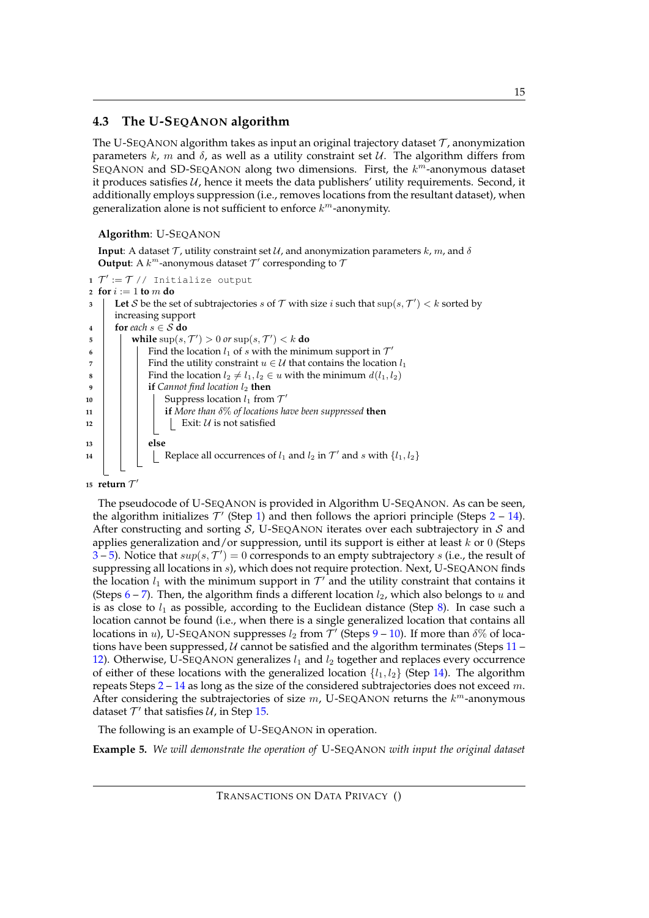## 4.3 The U-SEQANON algorithm

The U-SEQANON algorithm takes as input an original trajectory dataset $\mathcal{T}$, anonymization parameters $k$, $m$ and $\delta$, as well as a utility constraint set $\mathcal{U}$. The algorithm differs from SEQANON and SD-SEQANON along two dimensions. First, the $k^m$-anonymous dataset it produces satisfies $\mathcal{U}$, hence it meets the data publishers' utility requirements. Second, it additionally employs suppression (i.e., removes locations from the resultant dataset), when generalization alone is not sufficient to enforce $k^m$-anonymity.

**Algorithm**: U-SEQANON

**Input**: A dataset $\mathcal{T}$, utility constraint set $\mathcal{U}$, and anonymization parameters $k$, $m$, and $\delta$
**Output**: A $k^m$-anonymous dataset $\mathcal{T}'$ corresponding to $\mathcal{T}$

```
1  T' := T // Initialize output
2  for i := 1 to m do
3      Let S be the set of subtrajectories s of T with size i such that sup(s, T') < k sorted by
       increasing support
4      for each s ∈ S do
5          while sup(s, T') > 0 or sup(s, T') < k do
6              Find the location l1 of s with the minimum support in T'
7              Find the utility constraint u ∈ U that contains the location l1
8              Find the location l2 ≠ l1, l2 ∈ u with the minimum d(l1, l2)
9              if Cannot find location l2 then
10                 Suppress location l1 from T'
11                 if More than δ% of locations have been suppressed then
12                     Exit: U is not satisfied
13             else
14                 Replace all occurrences of l1 and l2 in T' and s with {l1, l2}
15 return T'
```

The pseudocode of U-SEQANON is provided in Algorithm U-SEQANON. As can be seen, the algorithm initializes $\mathcal{T}'$ (Step 1) and then follows the apriori principle (Steps 2 – 14). After constructing and sorting $\mathcal{S}$, U-SEQANON iterates over each subtrajectory in $\mathcal{S}$ and applies generalization and/or suppression, until its support is either at least $k$ or 0 (Steps 3 – 5). Notice that $sup(s, \mathcal{T}') = 0$ corresponds to an empty subtrajectory $s$ (i.e., the result of suppressing all locations in $s$), which does not require protection. Next, U-SEQANON finds the location $l_1$ with the minimum support in $\mathcal{T}'$ and the utility constraint that contains it (Steps 6 – 7). Then, the algorithm finds a different location $l_2$, which also belongs to $u$ and is as close to $l_1$ as possible, according to the Euclidean distance (Step 8). In case such a location cannot be found (i.e., when there is a single generalized location that contains all locations in $u$), U-SEQANON suppresses $l_2$ from $\mathcal{T}'$ (Steps 9 – 10). If more than $\delta$% of locations have been suppressed, $\mathcal{U}$ cannot be satisfied and the algorithm terminates (Steps 11 – 12). Otherwise, U-SEQANON generalizes $l_1$ and $l_2$ together and replaces every occurrence of either of these locations with the generalized location $\{l_1, l_2\}$ (Step 14). The algorithm repeats Steps 2 – 14 as long as the size of the considered subtrajectories does not exceed $m$. After considering the subtrajectories of size $m$, U-SEQANON returns the $k^m$-anonymous dataset $\mathcal{T}'$ that satisfies $\mathcal{U}$, in Step 15.

The following is an example of U-SEQANON in operation.

**Example 5.** *We will demonstrate the operation of* U-SEQANON *with input the original dataset*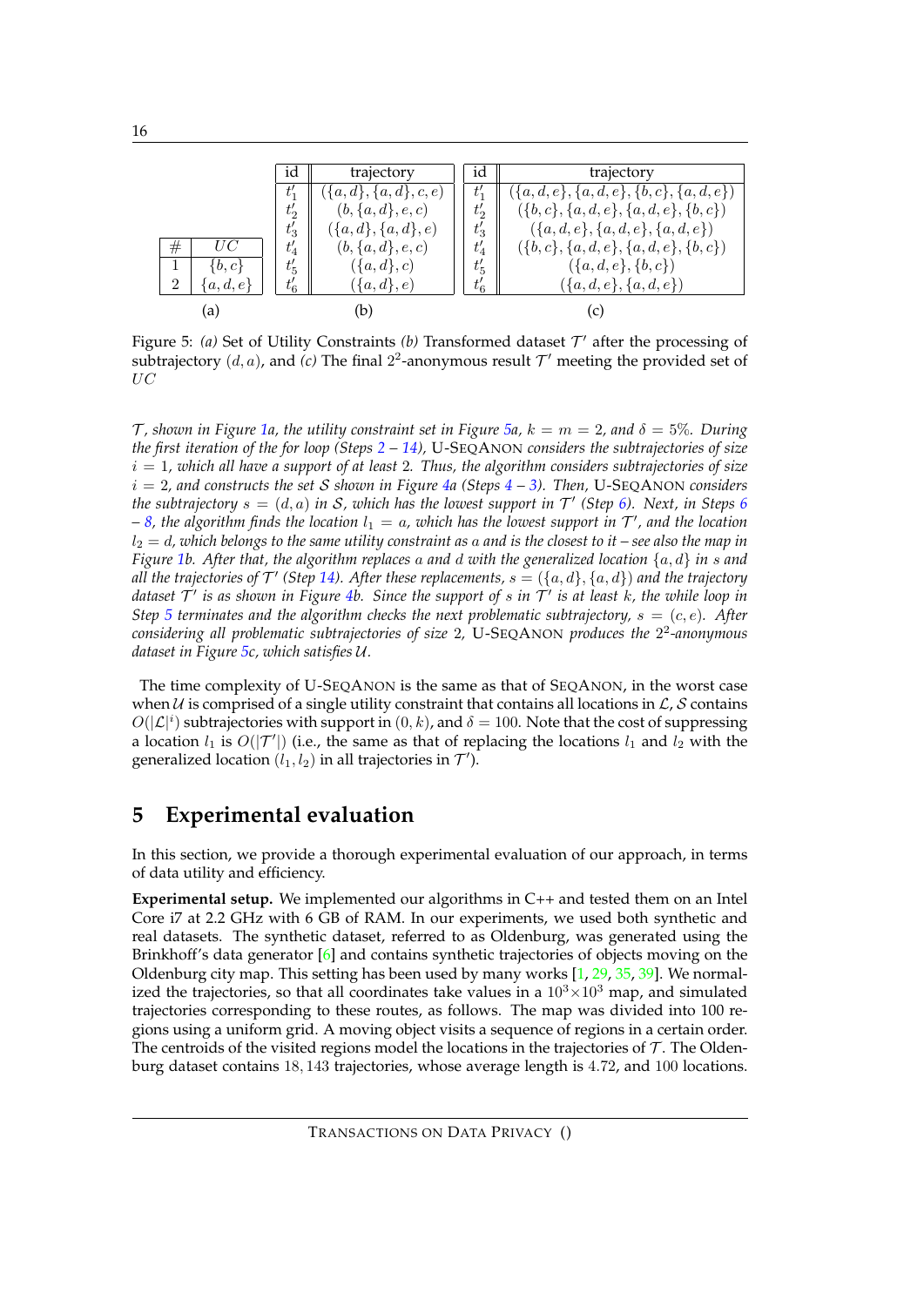| # | $UC$ |
|---|---|
| 1 | $\{b, c\}$ |
| 2 | $\{a, d, e\}$ |

(a)

| id | trajectory |
|---|---|
| $t'_1$ | $(\{a, d\}, \{a, d\}, c, e)$ |
| $t'_2$ | $(b, \{a, d\}, e, c)$ |
| $t'_3$ | $(\{a, d\}, \{a, d\}, e)$ |
| $t'_4$ | $(b, \{a, d\}, e, c)$ |
| $t'_5$ | $(\{a, d\}, c)$ |
| $t'_6$ | $(\{a, d\}, e)$ |

(b)

| id | trajectory |
|---|---|
| $t'_1$ | $(\{a, d, e\}, \{a, d, e\}, \{b, c\}, \{a, d, e\})$ |
| $t'_2$ | $(\{b, c\}, \{a, d, e\}, \{a, d, e\}, \{b, c\})$ |
| $t'_3$ | $(\{a, d, e\}, \{a, d, e\}, \{a, d, e\})$ |
| $t'_4$ | $(\{b, c\}, \{a, d, e\}, \{a, d, e\}, \{b, c\})$ |
| $t'_5$ | $(\{a, d, e\}, \{b, c\})$ |
| $t'_6$ | $(\{a, d, e\}, \{a, d, e\})$ |

(c)

Figure 5: *(a)* Set of Utility Constraints *(b)* Transformed dataset $\mathcal{T}'$ after the processing of subtrajectory $(d, a)$, and *(c)* The final $2^2$-anonymous result $\mathcal{T}'$ meeting the provided set of $UC$

*$\mathcal{T}$, shown in Figure 1a, the utility constraint set in Figure 5a, $k = m = 2$, and $\delta = 5\%$. During the first iteration of the for loop (Steps 2 – 14),* U-SEQANON *considers the subtrajectories of size $i = 1$, which all have a support of at least 2. Thus, the algorithm considers subtrajectories of size $i = 2$, and constructs the set $\mathcal{S}$ shown in Figure 4a (Steps 4 – 3). Then,* U-SEQANON *considers the subtrajectory $s = (d, a)$ in $\mathcal{S}$, which has the lowest support in $\mathcal{T}'$ (Step 6). Next, in Steps 6 – 8, the algorithm finds the location $l_1 = a$, which has the lowest support in $\mathcal{T}'$, and the location $l_2 = d$, which belongs to the same utility constraint as $a$ and is the closest to it – see also the map in Figure 1b. After that, the algorithm replaces $a$ and $d$ with the generalized location $\{a, d\}$ in $s$ and all the trajectories of $\mathcal{T}'$ (Step 14). After these replacements, $s = (\{a, d\}, \{a, d\})$ and the trajectory dataset $\mathcal{T}'$ is as shown in Figure 4b. Since the support of $s$ in $\mathcal{T}'$ is at least $k$, the while loop in Step 5 terminates and the algorithm checks the next problematic subtrajectory, $s = (c, e)$. After considering all problematic subtrajectories of size 2,* U-SEQANON *produces the $2^2$-anonymous dataset in Figure 5c, which satisfies $\mathcal{U}$.*

The time complexity of U-SEQANON is the same as that of SEQANON, in the worst case when $\mathcal{U}$ is comprised of a single utility constraint that contains all locations in $\mathcal{L}$, $\mathcal{S}$ contains $O(|\mathcal{L}|^i)$ subtrajectories with support in $(0, k)$, and $\delta = 100$. Note that the cost of suppressing a location $l_1$ is $O(|\mathcal{T}'|)$ (i.e., the same as that of replacing the locations $l_1$ and $l_2$ with the generalized location $(l_1, l_2)$ in all trajectories in $\mathcal{T}'$).

## 5 Experimental evaluation

In this section, we provide a thorough experimental evaluation of our approach, in terms of data utility and efficiency.

**Experimental setup.** We implemented our algorithms in C++ and tested them on an Intel Core i7 at 2.2 GHz with 6 GB of RAM. In our experiments, we used both synthetic and real datasets. The synthetic dataset, referred to as Oldenburg, was generated using the Brinkhoff's data generator [6] and contains synthetic trajectories of objects moving on the Oldenburg city map. This setting has been used by many works [1, 29, 35, 39]. We normalized the trajectories, so that all coordinates take values in a $10^3 \times 10^3$ map, and simulated trajectories corresponding to these routes, as follows. The map was divided into 100 regions using a uniform grid. A moving object visits a sequence of regions in a certain order. The centroids of the visited regions model the locations in the trajectories of $\mathcal{T}$. The Oldenburg dataset contains 18,143 trajectories, whose average length is 4.72, and 100 locations.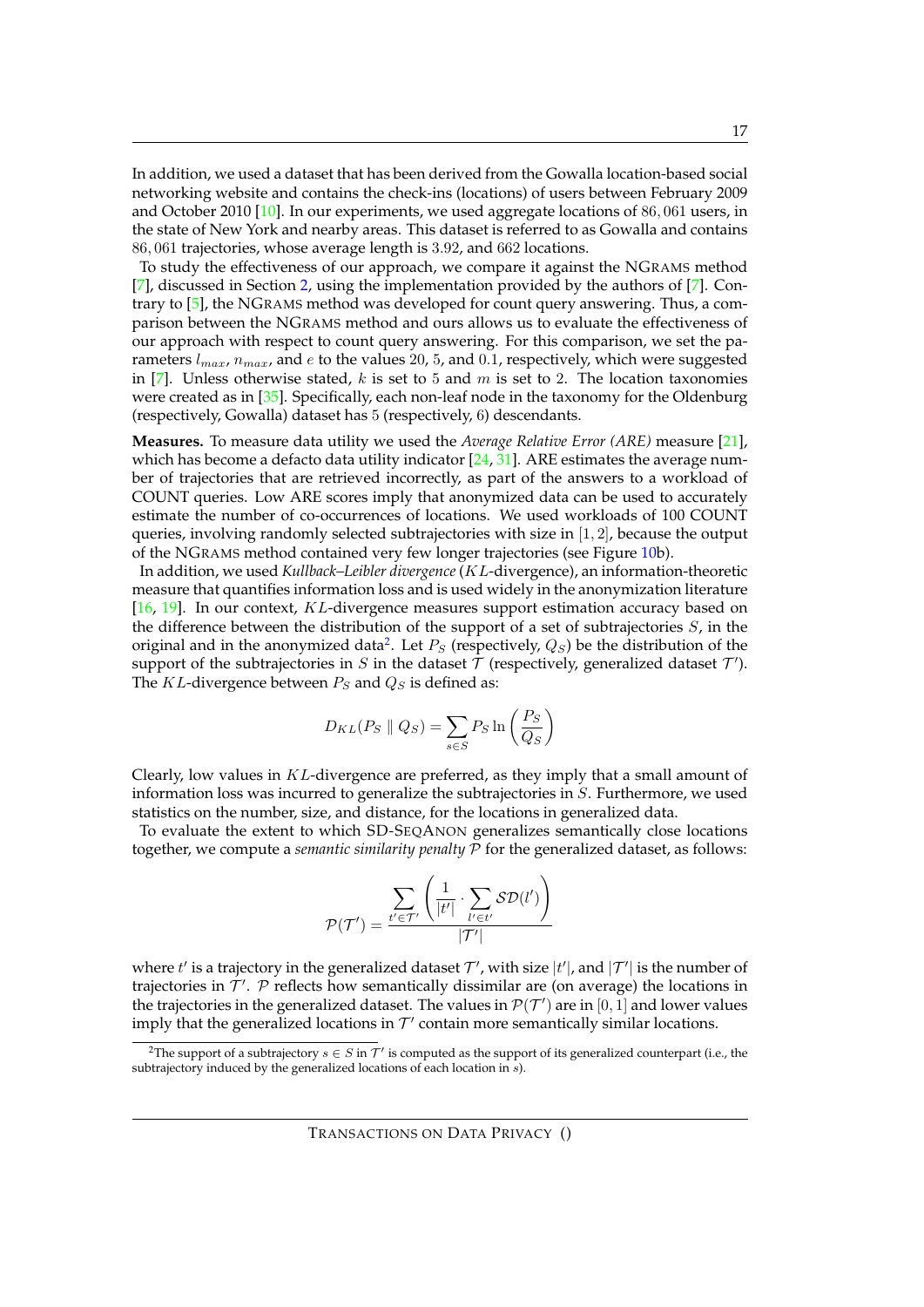In addition, we used a dataset that has been derived from the Gowalla location-based social networking website and contains the check-ins (locations) of users between February 2009 and October 2010 [10]. In our experiments, we used aggregate locations of $86,061$ users, in the state of New York and nearby areas. This dataset is referred to as Gowalla and contains $86,061$ trajectories, whose average length is $3.92$, and $662$ locations.

To study the effectiveness of our approach, we compare it against the NGRAMS method [7], discussed in Section 2, using the implementation provided by the authors of [7]. Contrary to [5], the NGRAMS method was developed for count query answering. Thus, a comparison between the NGRAMS method and ours allows us to evaluate the effectiveness of our approach with respect to count query answering. For this comparison, we set the parameters $l_{max}$, $n_{max}$, and $e$ to the values $20$, $5$, and $0.1$, respectively, which were suggested in [7]. Unless otherwise stated, $k$ is set to $5$ and $m$ is set to $2$. The location taxonomies were created as in [35]. Specifically, each non-leaf node in the taxonomy for the Oldenburg (respectively, Gowalla) dataset has $5$ (respectively, $6$) descendants.

**Measures.** To measure data utility we used the *Average Relative Error (ARE)* measure [21], which has become a defacto data utility indicator [24, 31]. ARE estimates the average number of trajectories that are retrieved incorrectly, as part of the answers to a workload of COUNT queries. Low ARE scores imply that anonymized data can be used to accurately estimate the number of co-occurrences of locations. We used workloads of 100 COUNT queries, involving randomly selected subtrajectories with size in $[1, 2]$, because the output of the NGRAMS method contained very few longer trajectories (see Figure 10b).

In addition, we used *Kullback–Leibler divergence* ($KL$-divergence), an information-theoretic measure that quantifies information loss and is used widely in the anonymization literature [16, 19]. In our context, $KL$-divergence measures support estimation accuracy based on the difference between the distribution of the support of a set of subtrajectories $S$, in the original and in the anonymized data[2]. Let $P_S$ (respectively, $Q_S$) be the distribution of the support of the subtrajectories in $S$ in the dataset $\mathcal{T}$ (respectively, generalized dataset $\mathcal{T}'$). The $KL$-divergence between $P_S$ and $Q_S$ is defined as:

$$D_{KL}(P_S \parallel Q_S) = \sum_{s \in S} P_S \ln\left(\frac{P_S}{Q_S}\right)$$

Clearly, low values in $KL$-divergence are preferred, as they imply that a small amount of information loss was incurred to generalize the subtrajectories in $S$. Furthermore, we used statistics on the number, size, and distance, for the locations in generalized data.

To evaluate the extent to which SD-SEQANON generalizes semantically close locations together, we compute a *semantic similarity penalty* $\mathcal{P}$ for the generalized dataset, as follows:

$$\mathcal{P}(\mathcal{T}') = \frac{\sum_{t' \in \mathcal{T}'} \left(\frac{1}{|t'|} \cdot \sum_{l' \in t'} \mathcal{SD}(l')\right)}{|\mathcal{T}'|}$$

where $t'$ is a trajectory in the generalized dataset $\mathcal{T}'$, with size $|t'|$, and $|\mathcal{T}'|$ is the number of trajectories in $\mathcal{T}'$. $\mathcal{P}$ reflects how semantically dissimilar are (on average) the locations in the trajectories in the generalized dataset. The values in $\mathcal{P}(\mathcal{T}')$ are in $[0, 1]$ and lower values imply that the generalized locations in $\mathcal{T}'$ contain more semantically similar locations.

[2] The support of a subtrajectory $s \in S$ in $\mathcal{T}'$ is computed as the support of its generalized counterpart (i.e., the subtrajectory induced by the generalized locations of each location in $s$).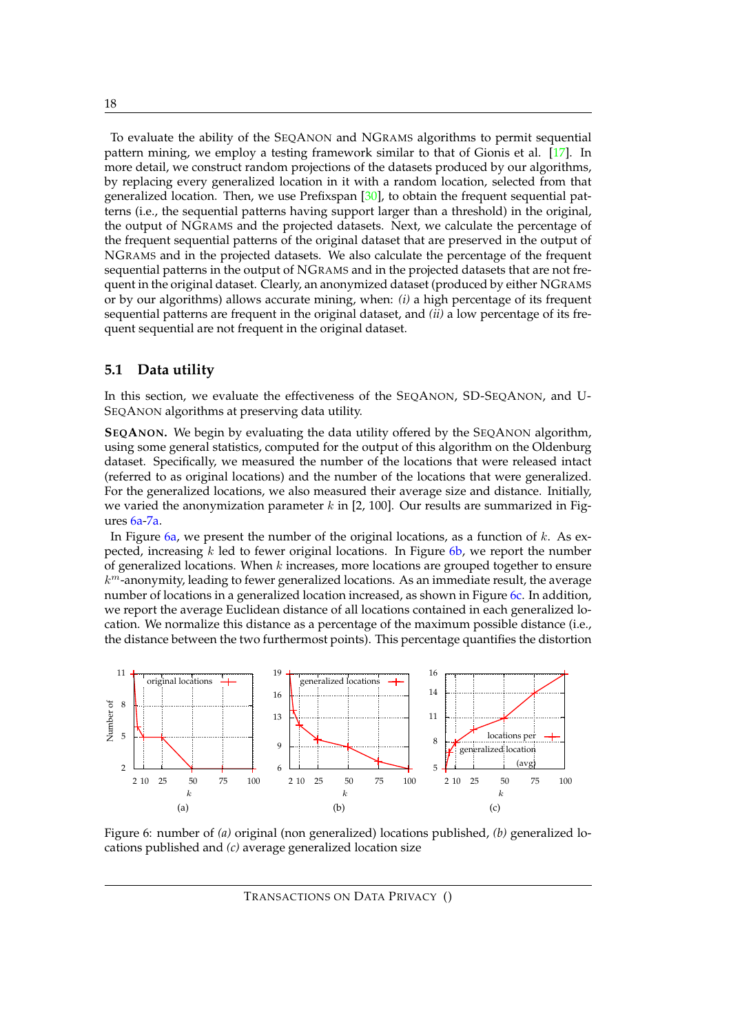To evaluate the ability of the SEQANON and NGRAMS algorithms to permit sequential pattern mining, we employ a testing framework similar to that of Gionis et al. [17]. In more detail, we construct random projections of the datasets produced by our algorithms, by replacing every generalized location in it with a random location, selected from that generalized location. Then, we use Prefixspan [30], to obtain the frequent sequential patterns (i.e., the sequential patterns having support larger than a threshold) in the original, the output of NGRAMS and the projected datasets. Next, we calculate the percentage of the frequent sequential patterns of the original dataset that are preserved in the output of NGRAMS and in the projected datasets. We also calculate the percentage of the frequent sequential patterns in the output of NGRAMS and in the projected datasets that are not frequent in the original dataset. Clearly, an anonymized dataset (produced by either NGRAMS or by our algorithms) allows accurate mining, when: *(i)* a high percentage of its frequent sequential patterns are frequent in the original dataset, and *(ii)* a low percentage of its frequent sequential are not frequent in the original dataset.

## 5.1 Data utility

In this section, we evaluate the effectiveness of the SEQANON, SD-SEQANON, and U-SEQANON algorithms at preserving data utility.

**SEQANON.** We begin by evaluating the data utility offered by the SEQANON algorithm, using some general statistics, computed for the output of this algorithm on the Oldenburg dataset. Specifically, we measured the number of the locations that were released intact (referred to as original locations) and the number of the locations that were generalized. For the generalized locations, we also measured their average size and distance. Initially, we varied the anonymization parameter $k$ in [2, 100]. Our results are summarized in Figures 6a-7a.

In Figure 6a, we present the number of the original locations, as a function of $k$. As expected, increasing $k$ led to fewer original locations. In Figure 6b, we report the number of generalized locations. When $k$ increases, more locations are grouped together to ensure $k^m$-anonymity, leading to fewer generalized locations. As an immediate result, the average number of locations in a generalized location increased, as shown in Figure 6c. In addition, we report the average Euclidean distance of all locations contained in each generalized location. We normalize this distance as a percentage of the maximum possible distance (i.e., the distance between the two furthermost points). This percentage quantifies the distortion

Figure 6: number of *(a)* original (non generalized) locations published, *(b)* generalized locations published and *(c)* average generalized location size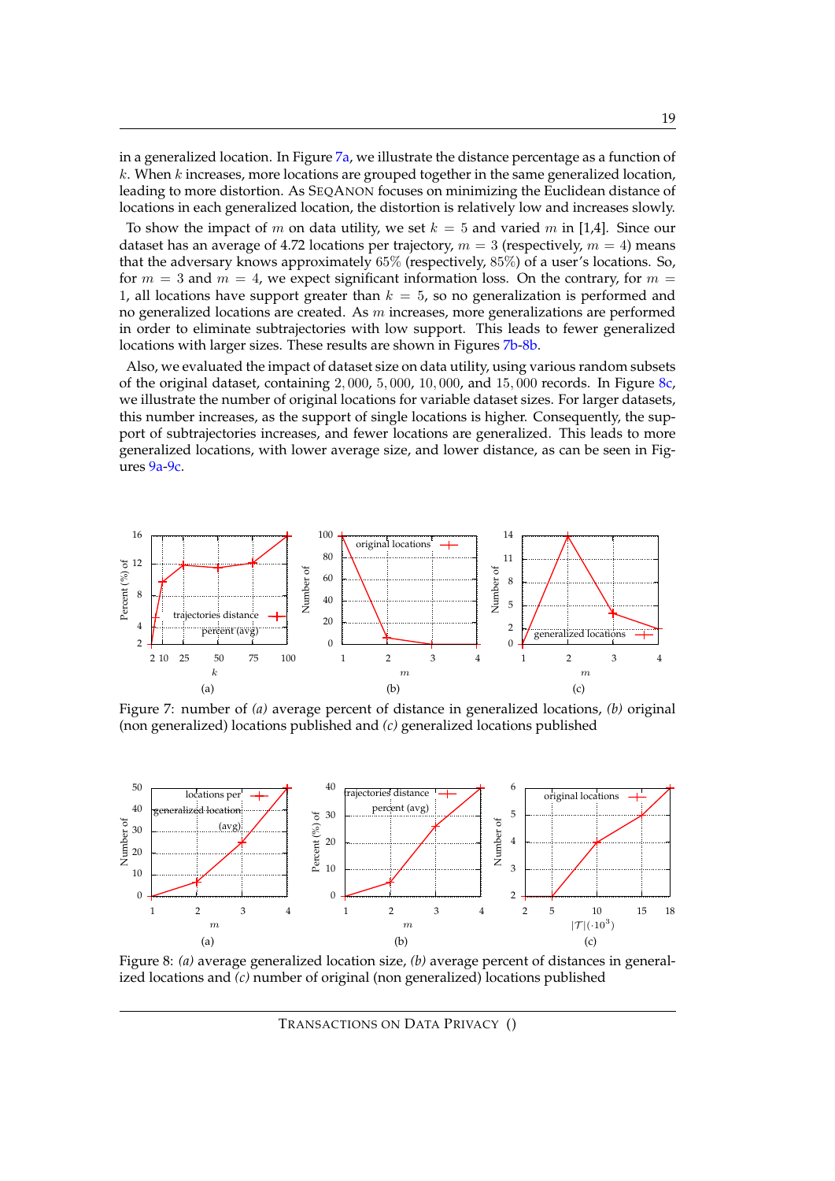in a generalized location. In Figure 7a, we illustrate the distance percentage as a function of $k$. When $k$ increases, more locations are grouped together in the same generalized location, leading to more distortion. As SEQANON focuses on minimizing the Euclidean distance of locations in each generalized location, the distortion is relatively low and increases slowly.

To show the impact of $m$ on data utility, we set $k = 5$ and varied $m$ in [1,4]. Since our dataset has an average of 4.72 locations per trajectory, $m = 3$ (respectively, $m = 4$) means that the adversary knows approximately $65\%$ (respectively, $85\%$) of a user's locations. So, for $m = 3$ and $m = 4$, we expect significant information loss. On the contrary, for $m = 1$, all locations have support greater than $k = 5$, so no generalization is performed and no generalized locations are created. As $m$ increases, more generalizations are performed in order to eliminate subtrajectories with low support. This leads to fewer generalized locations with larger sizes. These results are shown in Figures 7b-8b.

Also, we evaluated the impact of dataset size on data utility, using various random subsets of the original dataset, containing $2,000$, $5,000$, $10,000$, and $15,000$ records. In Figure 8c, we illustrate the number of original locations for variable dataset sizes. For larger datasets, this number increases, as the support of single locations is higher. Consequently, the support of subtrajectories increases, and fewer locations are generalized. This leads to more generalized locations, with lower average size, and lower distance, as can be seen in Figures 9a-9c.

Figure 7: number of *(a)* average percent of distance in generalized locations, *(b)* original (non generalized) locations published and *(c)* generalized locations published

Figure 8: *(a)* average generalized location size, *(b)* average percent of distances in generalized locations and *(c)* number of original (non generalized) locations published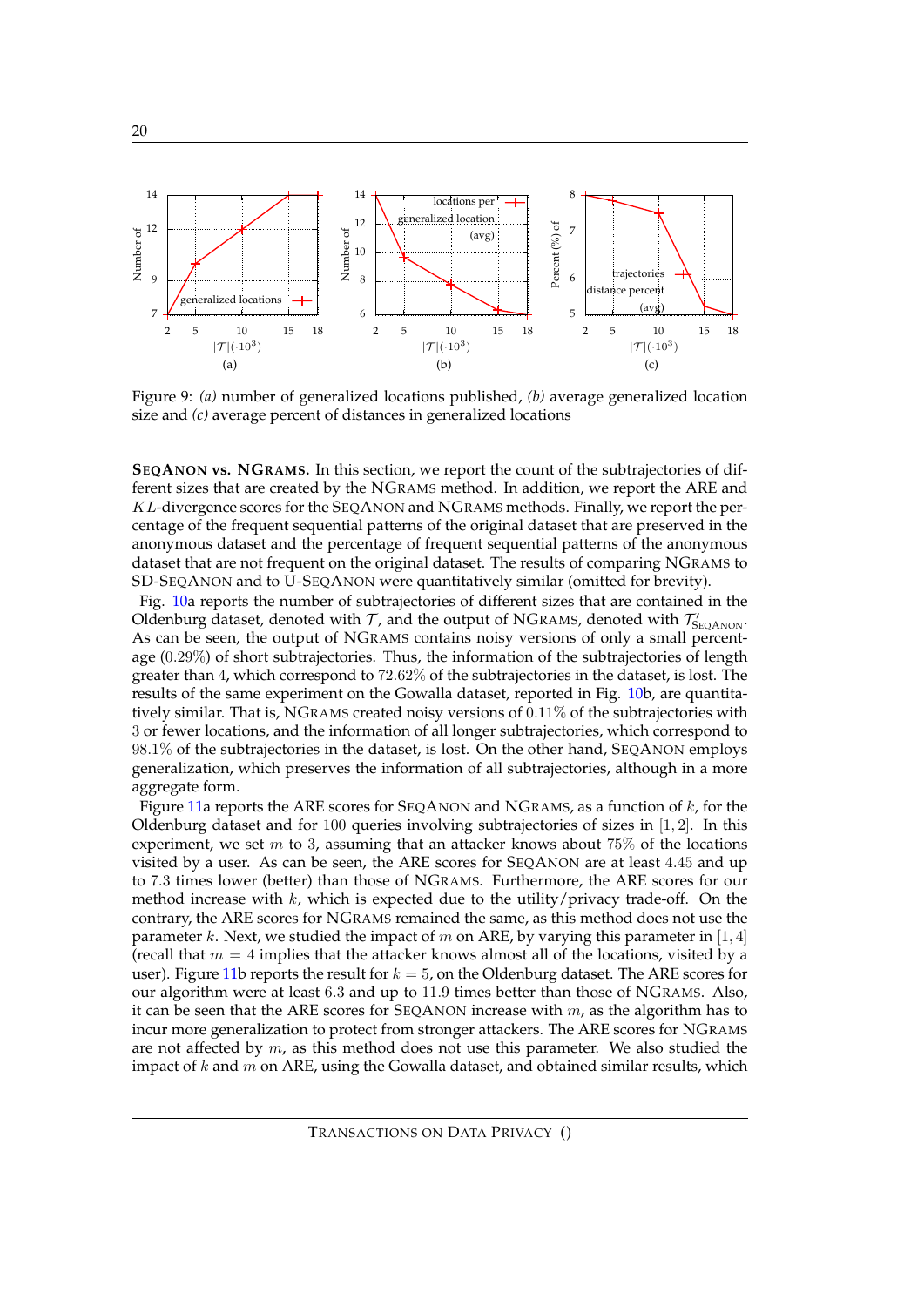Figure 9: *(a)* number of generalized locations published, *(b)* average generalized location size and *(c)* average percent of distances in generalized locations

**SEQANON vs. NGRAMS.** In this section, we report the count of the subtrajectories of different sizes that are created by the NGRAMS method. In addition, we report the ARE and $KL$-divergence scores for the SEQANON and NGRAMS methods. Finally, we report the percentage of the frequent sequential patterns of the original dataset that are preserved in the anonymous dataset and the percentage of frequent sequential patterns of the anonymous dataset that are not frequent on the original dataset. The results of comparing NGRAMS to SD-SEQANON and to U-SEQANON were quantitatively similar (omitted for brevity).

Fig. 10a reports the number of subtrajectories of different sizes that are contained in the Oldenburg dataset, denoted with $\mathcal{T}$, and the output of NGRAMS, denoted with $\mathcal{T}'_{\text{SEQANON}}$. As can be seen, the output of NGRAMS contains noisy versions of only a small percentage ($0.29\%$) of short subtrajectories. Thus, the information of the subtrajectories of length greater than $4$, which correspond to $72.62\%$ of the subtrajectories in the dataset, is lost. The results of the same experiment on the Gowalla dataset, reported in Fig. 10b, are quantitatively similar. That is, NGRAMS created noisy versions of $0.11\%$ of the subtrajectories with $3$ or fewer locations, and the information of all longer subtrajectories, which correspond to $98.1\%$ of the subtrajectories in the dataset, is lost. On the other hand, SEQANON employs generalization, which preserves the information of all subtrajectories, although in a more aggregate form.

Figure 11a reports the ARE scores for SEQANON and NGRAMS, as a function of $k$, for the Oldenburg dataset and for $100$ queries involving subtrajectories of sizes in $[1, 2]$. In this experiment, we set $m$ to $3$, assuming that an attacker knows about $75\%$ of the locations visited by a user. As can be seen, the ARE scores for SEQANON are at least $4.45$ and up to $7.3$ times lower (better) than those of NGRAMS. Furthermore, the ARE scores for our method increase with $k$, which is expected due to the utility/privacy trade-off. On the contrary, the ARE scores for NGRAMS remained the same, as this method does not use the parameter $k$. Next, we studied the impact of $m$ on ARE, by varying this parameter in $[1, 4]$ (recall that $m = 4$ implies that the attacker knows almost all of the locations, visited by a user). Figure 11b reports the result for $k = 5$, on the Oldenburg dataset. The ARE scores for our algorithm were at least $6.3$ and up to $11.9$ times better than those of NGRAMS. Also, it can be seen that the ARE scores for SEQANON increase with $m$, as the algorithm has to incur more generalization to protect from stronger attackers. The ARE scores for NGRAMS are not affected by $m$, as this method does not use this parameter. We also studied the impact of $k$ and $m$ on ARE, using the Gowalla dataset, and obtained similar results, which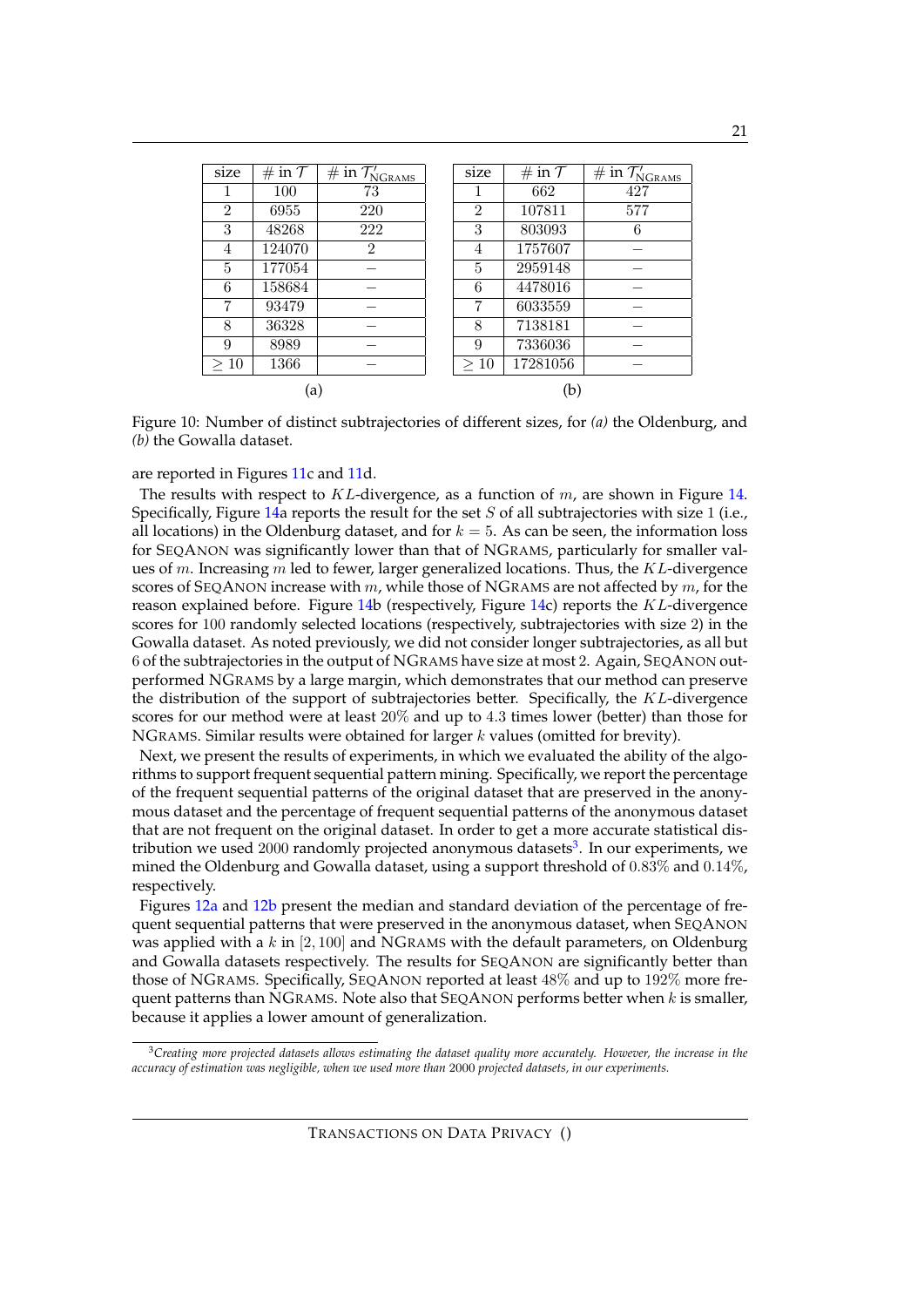| size | # in $\mathcal{T}$ | # in $\mathcal{T}'_{\text{NGRAMS}}$ |
|---|---|---|
| 1 | 100 | 73 |
| 2 | 6955 | 220 |
| 3 | 48268 | 222 |
| 4 | 124070 | 2 |
| 5 | 177054 | – |
| 6 | 158684 | – |
| 7 | 93479 | – |
| 8 | 36328 | – |
| 9 | 8989 | – |
| $\geq 10$ | 1366 | – |

(a)

| size | # in $\mathcal{T}$ | # in $\mathcal{T}'_{\text{NGRAMS}}$ |
|---|---|---|
| 1 | 662 | 427 |
| 2 | 107811 | 577 |
| 3 | 803093 | 6 |
| 4 | 1757607 | – |
| 5 | 2959148 | – |
| 6 | 4478016 | – |
| 7 | 6033559 | – |
| 8 | 7138181 | – |
| 9 | 7336036 | – |
| $\geq 10$ | 17281056 | – |

(b)

Figure 10: Number of distinct subtrajectories of different sizes, for *(a)* the Oldenburg, and *(b)* the Gowalla dataset.

are reported in Figures 11c and 11d.

The results with respect to $KL$-divergence, as a function of $m$, are shown in Figure 14. Specifically, Figure 14a reports the result for the set $S$ of all subtrajectories with size 1 (i.e., all locations) in the Oldenburg dataset, and for $k = 5$. As can be seen, the information loss for SEQANON was significantly lower than that of NGRAMS, particularly for smaller values of $m$. Increasing $m$ led to fewer, larger generalized locations. Thus, the $KL$-divergence scores of SEQANON increase with $m$, while those of NGRAMS are not affected by $m$, for the reason explained before. Figure 14b (respectively, Figure 14c) reports the $KL$-divergence scores for 100 randomly selected locations (respectively, subtrajectories with size 2) in the Gowalla dataset. As noted previously, we did not consider longer subtrajectories, as all but 6 of the subtrajectories in the output of NGRAMS have size at most 2. Again, SEQANON outperformed NGRAMS by a large margin, which demonstrates that our method can preserve the distribution of the support of subtrajectories better. Specifically, the $KL$-divergence scores for our method were at least $20\%$ and up to 4.3 times lower (better) than those for NGRAMS. Similar results were obtained for larger $k$ values (omitted for brevity).

Next, we present the results of experiments, in which we evaluated the ability of the algorithms to support frequent sequential pattern mining. Specifically, we report the percentage of the frequent sequential patterns of the original dataset that are preserved in the anonymous dataset and the percentage of frequent sequential patterns of the anonymous dataset that are not frequent on the original dataset. In order to get a more accurate statistical distribution we used 2000 randomly projected anonymous datasets[3]. In our experiments, we mined the Oldenburg and Gowalla dataset, using a support threshold of $0.83\%$ and $0.14\%$, respectively.

Figures 12a and 12b present the median and standard deviation of the percentage of frequent sequential patterns that were preserved in the anonymous dataset, when SEQANON was applied with a $k$ in $[2, 100]$ and NGRAMS with the default parameters, on Oldenburg and Gowalla datasets respectively. The results for SEQANON are significantly better than those of NGRAMS. Specifically, SEQANON reported at least $48\%$ and up to $192\%$ more frequent patterns than NGRAMS. Note also that SEQANON performs better when $k$ is smaller, because it applies a lower amount of generalization.

[3] *Creating more projected datasets allows estimating the dataset quality more accurately. However, the increase in the accuracy of estimation was negligible, when we used more than* 2000 *projected datasets, in our experiments.*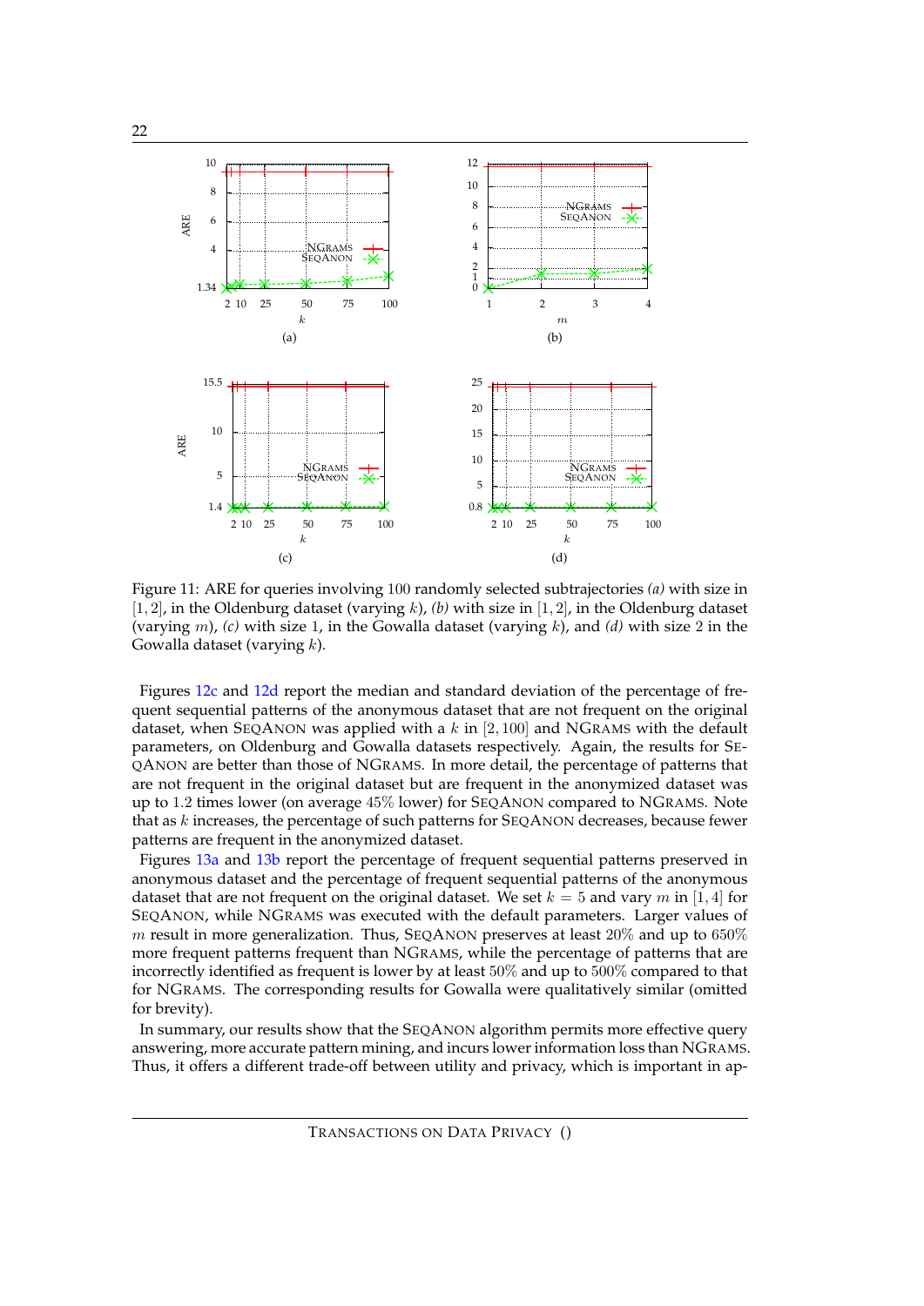Figure 11: ARE for queries involving 100 randomly selected subtrajectories *(a)* with size in $[1, 2]$, in the Oldenburg dataset (varying $k$), *(b)* with size in $[1, 2]$, in the Oldenburg dataset (varying $m$), *(c)* with size 1, in the Gowalla dataset (varying $k$), and *(d)* with size 2 in the Gowalla dataset (varying $k$).

Figures 12c and 12d report the median and standard deviation of the percentage of frequent sequential patterns of the anonymous dataset that are not frequent on the original dataset, when SEQANON was applied with a $k$ in $[2, 100]$ and NGRAMS with the default parameters, on Oldenburg and Gowalla datasets respectively. Again, the results for SEQANON are better than those of NGRAMS. In more detail, the percentage of patterns that are not frequent in the original dataset but are frequent in the anonymized dataset was up to 1.2 times lower (on average 45% lower) for SEQANON compared to NGRAMS. Note that as $k$ increases, the percentage of such patterns for SEQANON decreases, because fewer patterns are frequent in the anonymized dataset.

Figures 13a and 13b report the percentage of frequent sequential patterns preserved in anonymous dataset and the percentage of frequent sequential patterns of the anonymous dataset that are not frequent on the original dataset. We set $k = 5$ and vary $m$ in $[1, 4]$ for SEQANON, while NGRAMS was executed with the default parameters. Larger values of $m$ result in more generalization. Thus, SEQANON preserves at least 20% and up to 650% more frequent patterns frequent than NGRAMS, while the percentage of patterns that are incorrectly identified as frequent is lower by at least 50% and up to 500% compared to that for NGRAMS. The corresponding results for Gowalla were qualitatively similar (omitted for brevity).

In summary, our results show that the SEQANON algorithm permits more effective query answering, more accurate pattern mining, and incurs lower information loss than NGRAMS. Thus, it offers a different trade-off between utility and privacy, which is important in ap-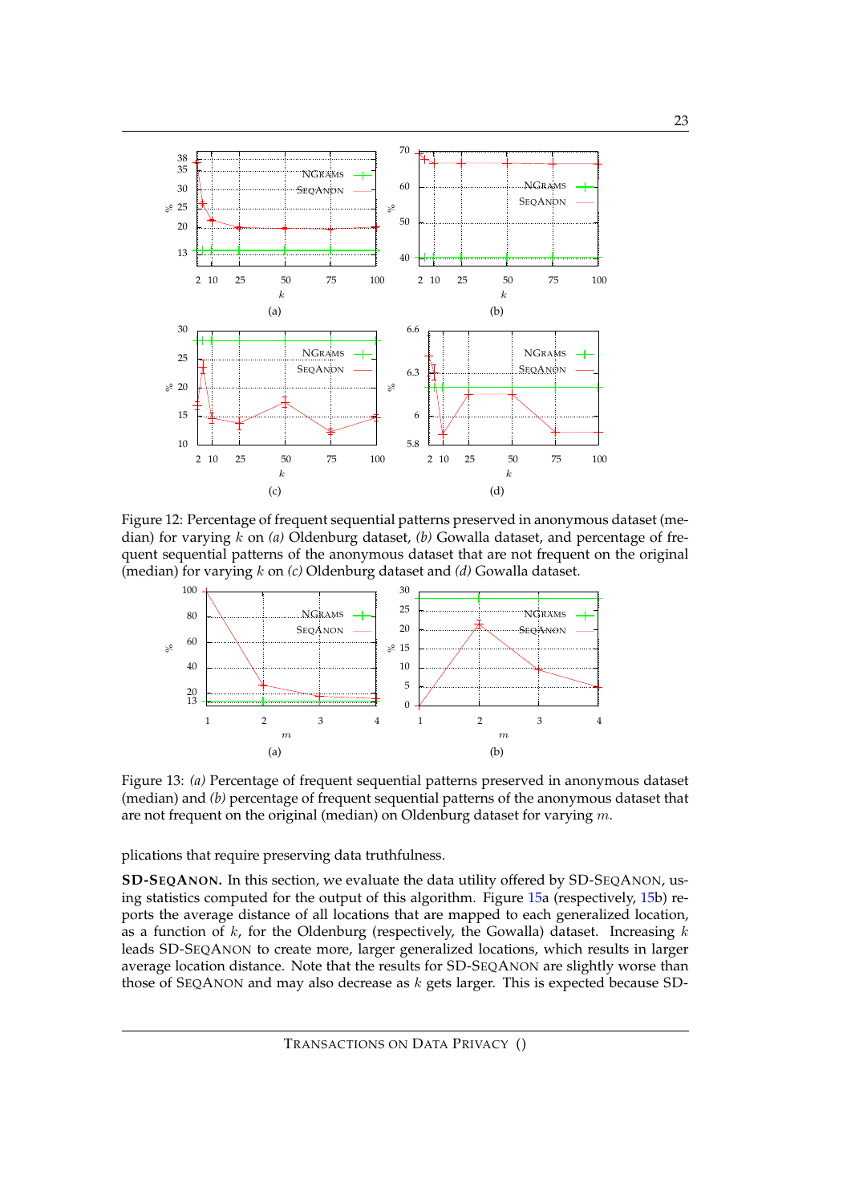Figure 12: Percentage of frequent sequential patterns preserved in anonymous dataset (median) for varying $k$ on *(a)* Oldenburg dataset, *(b)* Gowalla dataset, and percentage of frequent sequential patterns of the anonymous dataset that are not frequent on the original (median) for varying $k$ on *(c)* Oldenburg dataset and *(d)* Gowalla dataset.

Figure 13: *(a)* Percentage of frequent sequential patterns preserved in anonymous dataset (median) and *(b)* percentage of frequent sequential patterns of the anonymous dataset that are not frequent on the original (median) on Oldenburg dataset for varying $m$.

plications that require preserving data truthfulness.

**SD-SEQANON.** In this section, we evaluate the data utility offered by SD-SEQANON, using statistics computed for the output of this algorithm. Figure 15a (respectively, 15b) reports the average distance of all locations that are mapped to each generalized location, as a function of $k$, for the Oldenburg (respectively, the Gowalla) dataset. Increasing $k$ leads SD-SEQANON to create more, larger generalized locations, which results in larger average location distance. Note that the results for SD-SEQANON are slightly worse than those of SEQANON and may also decrease as $k$ gets larger. This is expected because SD-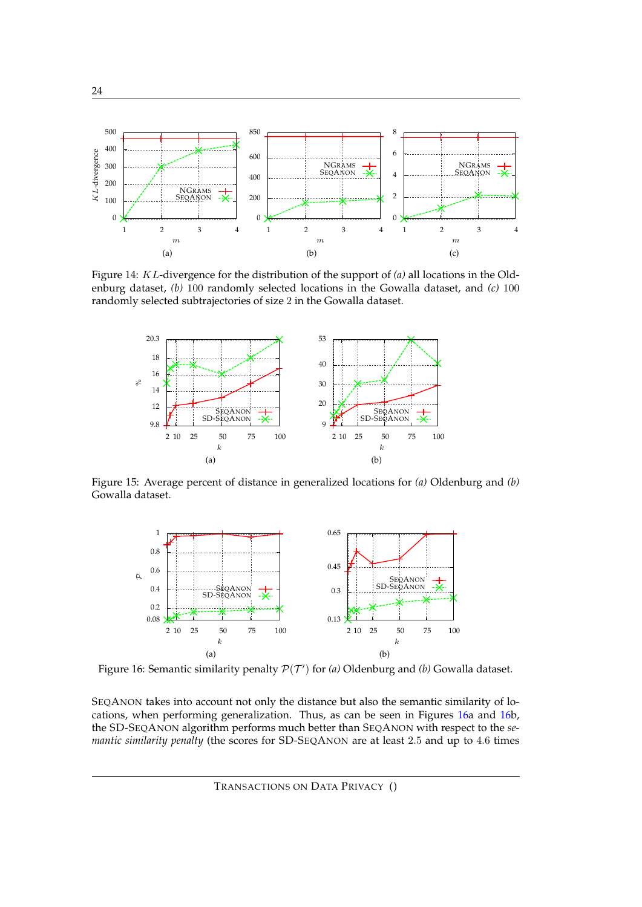Figure 14: $KL$-divergence for the distribution of the support of *(a)* all locations in the Oldenburg dataset, *(b)* 100 randomly selected locations in the Gowalla dataset, and *(c)* 100 randomly selected subtrajectories of size 2 in the Gowalla dataset.

Figure 15: Average percent of distance in generalized locations for *(a)* Oldenburg and *(b)* Gowalla dataset.

Figure 16: Semantic similarity penalty $\mathcal{P}(\mathcal{T}')$ for *(a)* Oldenburg and *(b)* Gowalla dataset.

SEQANON takes into account not only the distance but also the semantic similarity of locations, when performing generalization. Thus, as can be seen in Figures 16a and 16b, the SD-SEQANON algorithm performs much better than SEQANON with respect to the *semantic similarity penalty* (the scores for SD-SEQANON are at least 2.5 and up to 4.6 times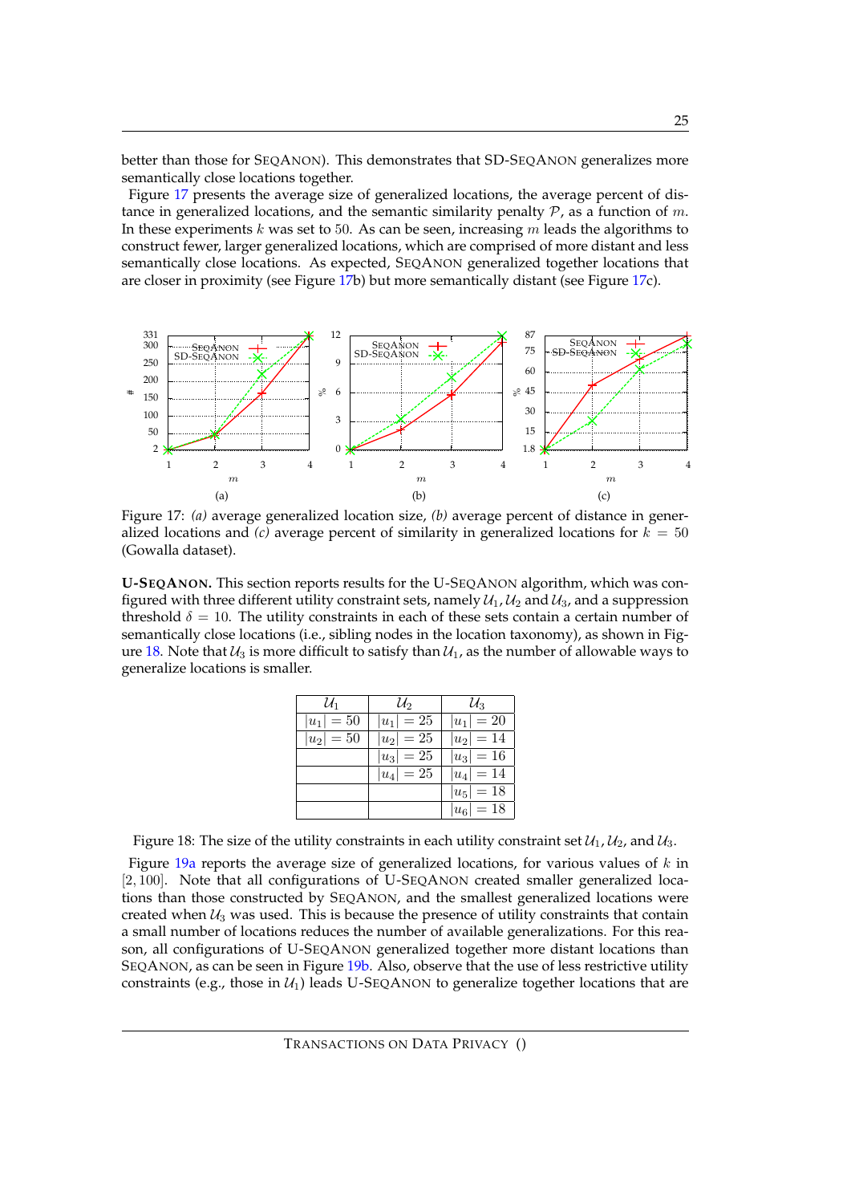better than those for SEQANON). This demonstrates that SD-SEQANON generalizes more semantically close locations together.

Figure 17 presents the average size of generalized locations, the average percent of distance in generalized locations, and the semantic similarity penalty $\mathcal{P}$, as a function of $m$. In these experiments $k$ was set to 50. As can be seen, increasing $m$ leads the algorithms to construct fewer, larger generalized locations, which are comprised of more distant and less semantically close locations. As expected, SEQANON generalized together locations that are closer in proximity (see Figure 17b) but more semantically distant (see Figure 17c).

Figure 17: *(a)* average generalized location size, *(b)* average percent of distance in generalized locations and *(c)* average percent of similarity in generalized locations for $k = 50$ (Gowalla dataset).

**U-SEQANON.** This section reports results for the U-SEQANON algorithm, which was configured with three different utility constraint sets, namely $\mathcal{U}_1, \mathcal{U}_2$ and $\mathcal{U}_3$, and a suppression threshold $\delta = 10$. The utility constraints in each of these sets contain a certain number of semantically close locations (i.e., sibling nodes in the location taxonomy), as shown in Figure 18. Note that $\mathcal{U}_3$ is more difficult to satisfy than $\mathcal{U}_1$, as the number of allowable ways to generalize locations is smaller.

| $\mathcal{U}_1$ | $\mathcal{U}_2$ | $\mathcal{U}_3$ |
|---|---|---|
| $\lvert u_1 \rvert = 50$ | $\lvert u_1 \rvert = 25$ | $\lvert u_1 \rvert = 20$ |
| $\lvert u_2 \rvert = 50$ | $\lvert u_2 \rvert = 25$ | $\lvert u_2 \rvert = 14$ |
| | $\lvert u_3 \rvert = 25$ | $\lvert u_3 \rvert = 16$ |
| | $\lvert u_4 \rvert = 25$ | $\lvert u_4 \rvert = 14$ |
| | | $\lvert u_5 \rvert = 18$ |
| | | $\lvert u_6 \rvert = 18$ |

Figure 18: The size of the utility constraints in each utility constraint set $\mathcal{U}_1, \mathcal{U}_2$, and $\mathcal{U}_3$.

Figure 19a reports the average size of generalized locations, for various values of $k$ in $[2, 100]$. Note that all configurations of U-SEQANON created smaller generalized locations than those constructed by SEQANON, and the smallest generalized locations were created when $\mathcal{U}_3$ was used. This is because the presence of utility constraints that contain a small number of locations reduces the number of available generalizations. For this reason, all configurations of U-SEQANON generalized together more distant locations than SEQANON, as can be seen in Figure 19b. Also, observe that the use of less restrictive utility constraints (e.g., those in $\mathcal{U}_1$) leads U-SEQANON to generalize together locations that are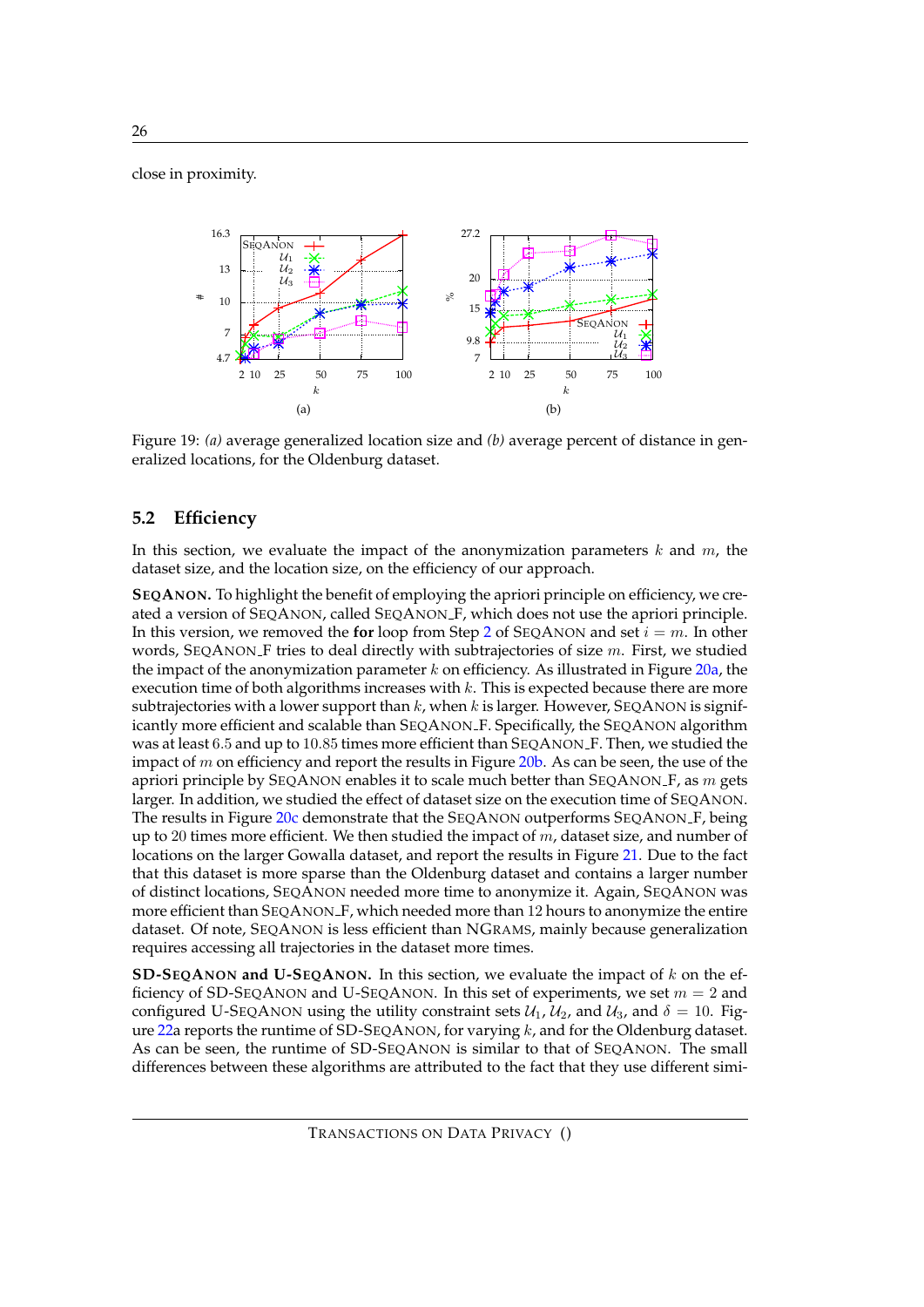close in proximity.

Figure 19: *(a)* average generalized location size and *(b)* average percent of distance in generalized locations, for the Oldenburg dataset.

## 5.2 Efficiency

In this section, we evaluate the impact of the anonymization parameters $k$ and $m$, the dataset size, and the location size, on the efficiency of our approach.

**SEQANON.** To highlight the benefit of employing the apriori principle on efficiency, we created a version of SEQANON, called SEQANON_F, which does not use the apriori principle. In this version, we removed the **for** loop from Step 2 of SEQANON and set $i = m$. In other words, SEQANON_F tries to deal directly with subtrajectories of size $m$. First, we studied the impact of the anonymization parameter $k$ on efficiency. As illustrated in Figure 20a, the execution time of both algorithms increases with $k$. This is expected because there are more subtrajectories with a lower support than $k$, when $k$ is larger. However, SEQANON is significantly more efficient and scalable than SEQANON_F. Specifically, the SEQANON algorithm was at least $6.5$ and up to $10.85$ times more efficient than SEQANON_F. Then, we studied the impact of $m$ on efficiency and report the results in Figure 20b. As can be seen, the use of the apriori principle by SEQANON enables it to scale much better than SEQANON_F, as $m$ gets larger. In addition, we studied the effect of dataset size on the execution time of SEQANON. The results in Figure 20c demonstrate that the SEQANON outperforms SEQANON_F, being up to $20$ times more efficient. We then studied the impact of $m$, dataset size, and number of locations on the larger Gowalla dataset, and report the results in Figure 21. Due to the fact that this dataset is more sparse than the Oldenburg dataset and contains a larger number of distinct locations, SEQANON needed more time to anonymize it. Again, SEQANON was more efficient than SEQANON_F, which needed more than $12$ hours to anonymize the entire dataset. Of note, SEQANON is less efficient than NGRAMS, mainly because generalization requires accessing all trajectories in the dataset more times.

**SD-SEQANON and U-SEQANON.** In this section, we evaluate the impact of $k$ on the efficiency of SD-SEQANON and U-SEQANON. In this set of experiments, we set $m = 2$ and configured U-SEQANON using the utility constraint sets $\mathcal{U}_1$, $\mathcal{U}_2$, and $\mathcal{U}_3$, and $\delta = 10$. Figure 22a reports the runtime of SD-SEQANON, for varying $k$, and for the Oldenburg dataset. As can be seen, the runtime of SD-SEQANON is similar to that of SEQANON. The small differences between these algorithms are attributed to the fact that they use different simi-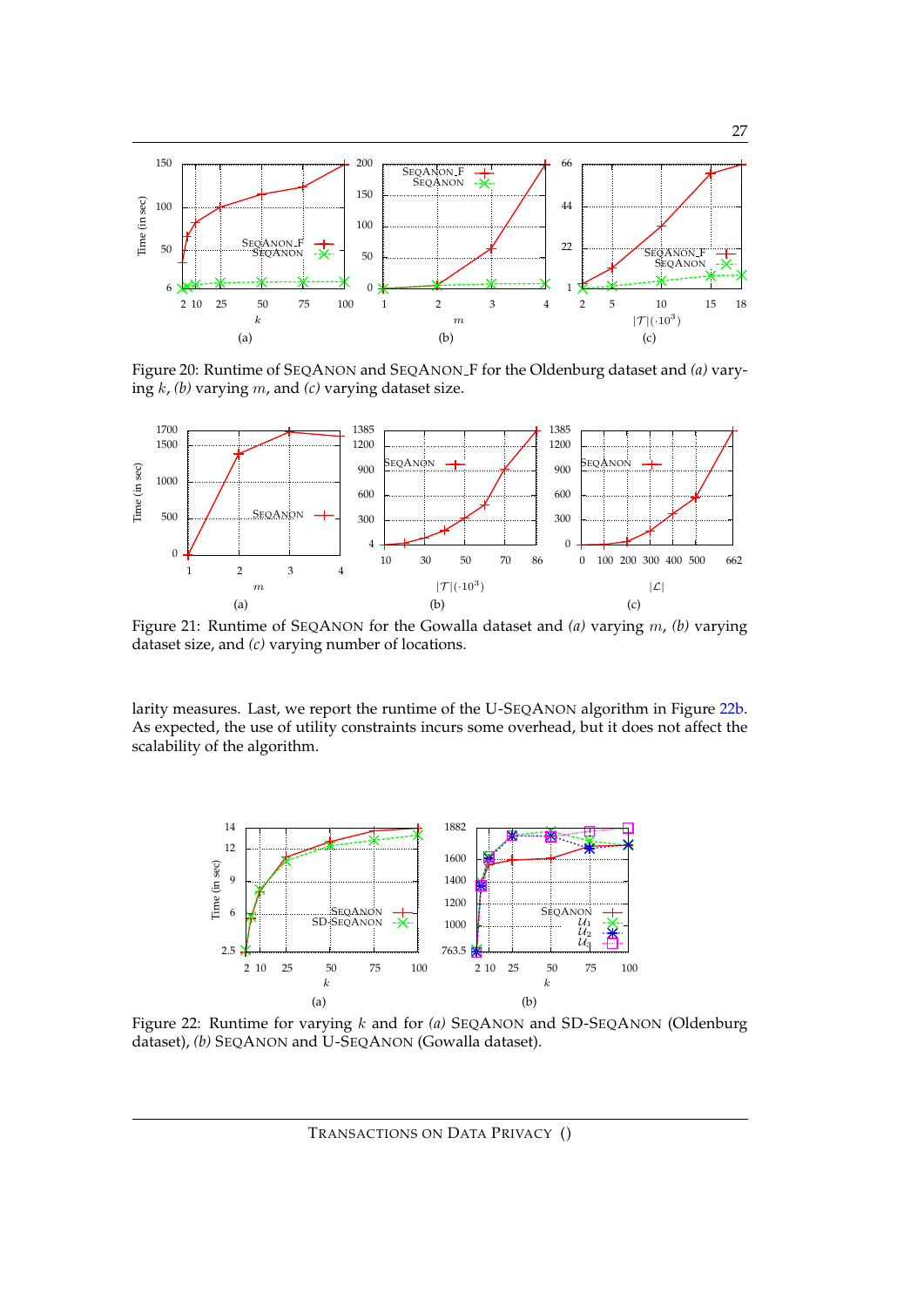Figure 20: Runtime of SEQANON and SEQANON_F for the Oldenburg dataset and *(a)* varying $k$, *(b)* varying $m$, and *(c)* varying dataset size.

Figure 21: Runtime of SEQANON for the Gowalla dataset and *(a)* varying $m$, *(b)* varying dataset size, and *(c)* varying number of locations.

larity measures. Last, we report the runtime of the U-SEQANON algorithm in Figure 22b. As expected, the use of utility constraints incurs some overhead, but it does not affect the scalability of the algorithm.

Figure 22: Runtime for varying $k$ and for *(a)* SEQANON and SD-SEQANON (Oldenburg dataset), *(b)* SEQANON and U-SEQANON (Gowalla dataset).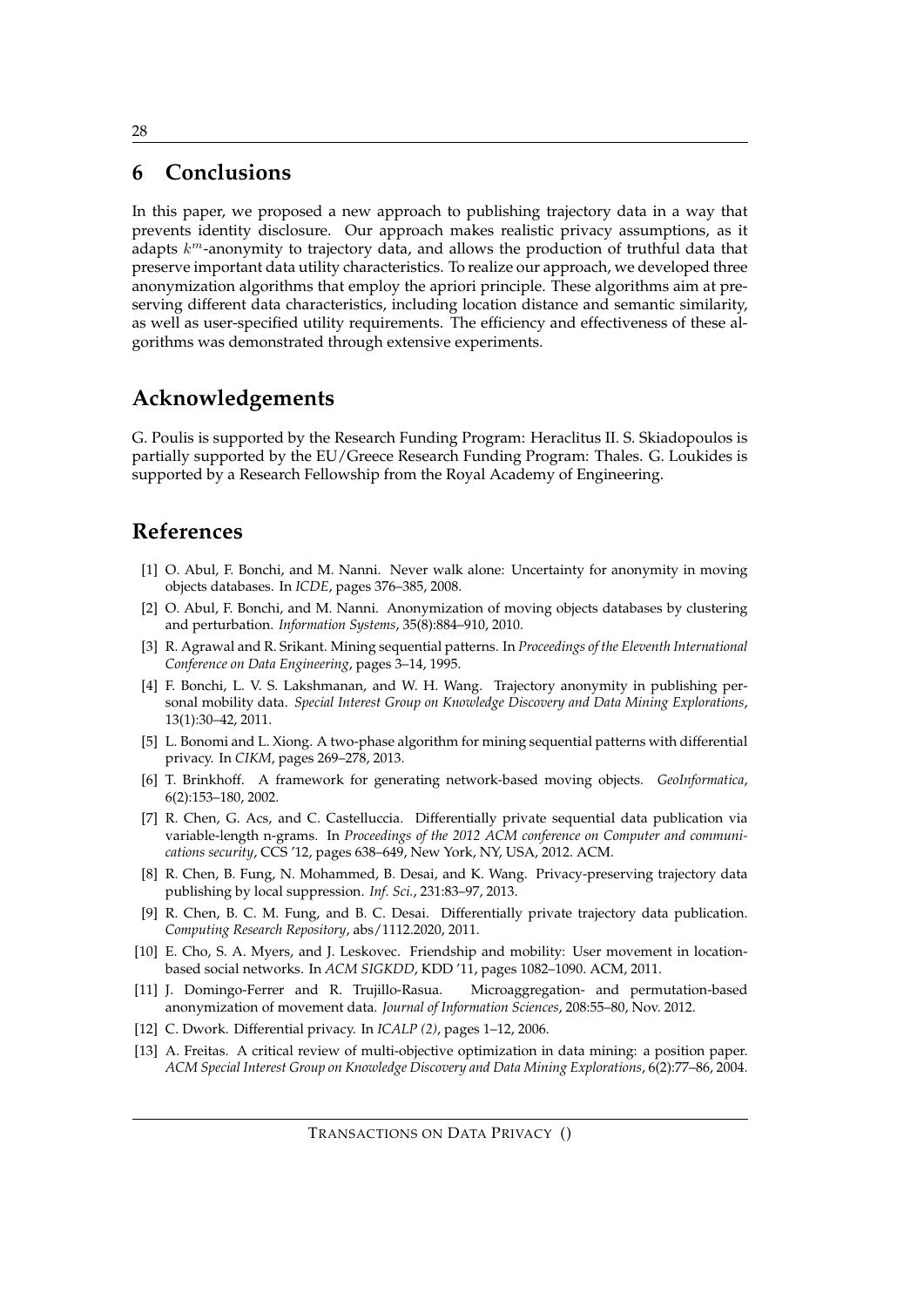# 6 Conclusions

In this paper, we proposed a new approach to publishing trajectory data in a way that prevents identity disclosure. Our approach makes realistic privacy assumptions, as it adapts $k^m$-anonymity to trajectory data, and allows the production of truthful data that preserve important data utility characteristics. To realize our approach, we developed three anonymization algorithms that employ the apriori principle. These algorithms aim at preserving different data characteristics, including location distance and semantic similarity, as well as user-specified utility requirements. The efficiency and effectiveness of these algorithms was demonstrated through extensive experiments.

# Acknowledgements

G. Poulis is supported by the Research Funding Program: Heraclitus II. S. Skiadopoulos is partially supported by the EU/Greece Research Funding Program: Thales. G. Loukides is supported by a Research Fellowship from the Royal Academy of Engineering.

# References

[1] O. Abul, F. Bonchi, and M. Nanni. Never walk alone: Uncertainty for anonymity in moving objects databases. In *ICDE*, pages 376–385, 2008.

[2] O. Abul, F. Bonchi, and M. Nanni. Anonymization of moving objects databases by clustering and perturbation. *Information Systems*, 35(8):884–910, 2010.

[3] R. Agrawal and R. Srikant. Mining sequential patterns. In *Proceedings of the Eleventh International Conference on Data Engineering*, pages 3–14, 1995.

[4] F. Bonchi, L. V. S. Lakshmanan, and W. H. Wang. Trajectory anonymity in publishing personal mobility data. *Special Interest Group on Knowledge Discovery and Data Mining Explorations*, 13(1):30–42, 2011.

[5] L. Bonomi and L. Xiong. A two-phase algorithm for mining sequential patterns with differential privacy. In *CIKM*, pages 269–278, 2013.

[6] T. Brinkhoff. A framework for generating network-based moving objects. *GeoInformatica*, 6(2):153–180, 2002.

[7] R. Chen, G. Acs, and C. Castelluccia. Differentially private sequential data publication via variable-length n-grams. In *Proceedings of the 2012 ACM conference on Computer and communications security*, CCS '12, pages 638–649, New York, NY, USA, 2012. ACM.

[8] R. Chen, B. Fung, N. Mohammed, B. Desai, and K. Wang. Privacy-preserving trajectory data publishing by local suppression. *Inf. Sci.*, 231:83–97, 2013.

[9] R. Chen, B. C. M. Fung, and B. C. Desai. Differentially private trajectory data publication. *Computing Research Repository*, abs/1112.2020, 2011.

[10] E. Cho, S. A. Myers, and J. Leskovec. Friendship and mobility: User movement in location-based social networks. In *ACM SIGKDD*, KDD '11, pages 1082–1090. ACM, 2011.

[11] J. Domingo-Ferrer and R. Trujillo-Rasua. Microaggregation- and permutation-based anonymization of movement data. *Journal of Information Sciences*, 208:55–80, Nov. 2012.

[12] C. Dwork. Differential privacy. In *ICALP (2)*, pages 1–12, 2006.

[13] A. Freitas. A critical review of multi-objective optimization in data mining: a position paper. *ACM Special Interest Group on Knowledge Discovery and Data Mining Explorations*, 6(2):77–86, 2004.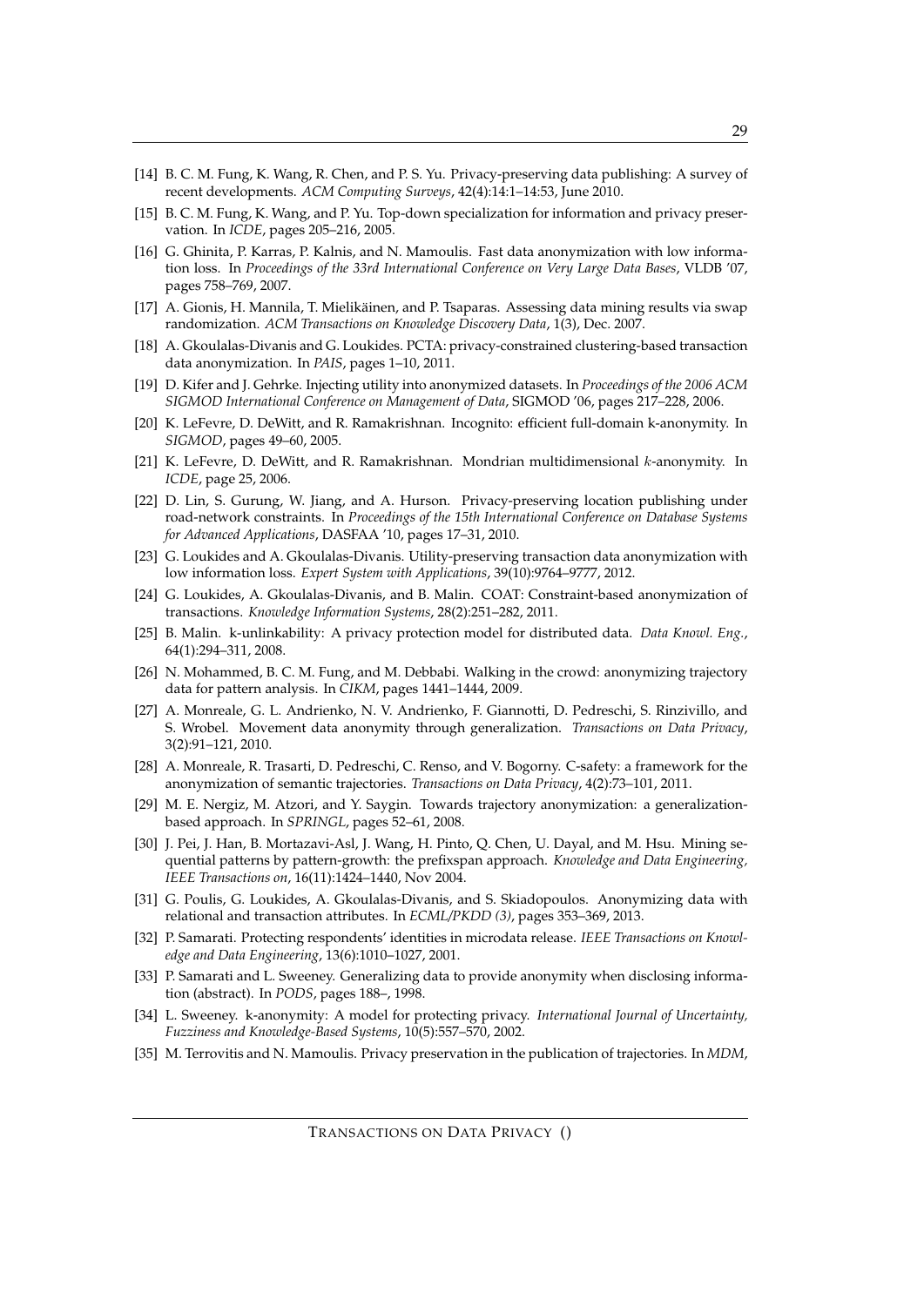[14] B. C. M. Fung, K. Wang, R. Chen, and P. S. Yu. Privacy-preserving data publishing: A survey of recent developments. *ACM Computing Surveys*, 42(4):14:1–14:53, June 2010.

[15] B. C. M. Fung, K. Wang, and P. Yu. Top-down specialization for information and privacy preservation. In *ICDE*, pages 205–216, 2005.

[16] G. Ghinita, P. Karras, P. Kalnis, and N. Mamoulis. Fast data anonymization with low information loss. In *Proceedings of the 33rd International Conference on Very Large Data Bases*, VLDB '07, pages 758–769, 2007.

[17] A. Gionis, H. Mannila, T. Mielikäinen, and P. Tsaparas. Assessing data mining results via swap randomization. *ACM Transactions on Knowledge Discovery Data*, 1(3), Dec. 2007.

[18] A. Gkoulalas-Divanis and G. Loukides. PCTA: privacy-constrained clustering-based transaction data anonymization. In *PAIS*, pages 1–10, 2011.

[19] D. Kifer and J. Gehrke. Injecting utility into anonymized datasets. In *Proceedings of the 2006 ACM SIGMOD International Conference on Management of Data*, SIGMOD '06, pages 217–228, 2006.

[20] K. LeFevre, D. DeWitt, and R. Ramakrishnan. Incognito: efficient full-domain k-anonymity. In *SIGMOD*, pages 49–60, 2005.

[21] K. LeFevre, D. DeWitt, and R. Ramakrishnan. Mondrian multidimensional $k$-anonymity. In *ICDE*, page 25, 2006.

[22] D. Lin, S. Gurung, W. Jiang, and A. Hurson. Privacy-preserving location publishing under road-network constraints. In *Proceedings of the 15th International Conference on Database Systems for Advanced Applications*, DASFAA '10, pages 17–31, 2010.

[23] G. Loukides and A. Gkoulalas-Divanis. Utility-preserving transaction data anonymization with low information loss. *Expert System with Applications*, 39(10):9764–9777, 2012.

[24] G. Loukides, A. Gkoulalas-Divanis, and B. Malin. COAT: Constraint-based anonymization of transactions. *Knowledge Information Systems*, 28(2):251–282, 2011.

[25] B. Malin. k-unlinkability: A privacy protection model for distributed data. *Data Knowl. Eng.*, 64(1):294–311, 2008.

[26] N. Mohammed, B. C. M. Fung, and M. Debbabi. Walking in the crowd: anonymizing trajectory data for pattern analysis. In *CIKM*, pages 1441–1444, 2009.

[27] A. Monreale, G. L. Andrienko, N. V. Andrienko, F. Giannotti, D. Pedreschi, S. Rinzivillo, and S. Wrobel. Movement data anonymity through generalization. *Transactions on Data Privacy*, 3(2):91–121, 2010.

[28] A. Monreale, R. Trasarti, D. Pedreschi, C. Renso, and V. Bogorny. C-safety: a framework for the anonymization of semantic trajectories. *Transactions on Data Privacy*, 4(2):73–101, 2011.

[29] M. E. Nergiz, M. Atzori, and Y. Saygin. Towards trajectory anonymization: a generalization-based approach. In *SPRINGL*, pages 52–61, 2008.

[30] J. Pei, J. Han, B. Mortazavi-Asl, J. Wang, H. Pinto, Q. Chen, U. Dayal, and M. Hsu. Mining sequential patterns by pattern-growth: the prefixspan approach. *Knowledge and Data Engineering, IEEE Transactions on*, 16(11):1424–1440, Nov 2004.

[31] G. Poulis, G. Loukides, A. Gkoulalas-Divanis, and S. Skiadopoulos. Anonymizing data with relational and transaction attributes. In *ECML/PKDD (3)*, pages 353–369, 2013.

[32] P. Samarati. Protecting respondents' identities in microdata release. *IEEE Transactions on Knowledge and Data Engineering*, 13(6):1010–1027, 2001.

[33] P. Samarati and L. Sweeney. Generalizing data to provide anonymity when disclosing information (abstract). In *PODS*, pages 188–, 1998.

[34] L. Sweeney. k-anonymity: A model for protecting privacy. *International Journal of Uncertainty, Fuzziness and Knowledge-Based Systems*, 10(5):557–570, 2002.

[35] M. Terrovitis and N. Mamoulis. Privacy preservation in the publication of trajectories. In *MDM*,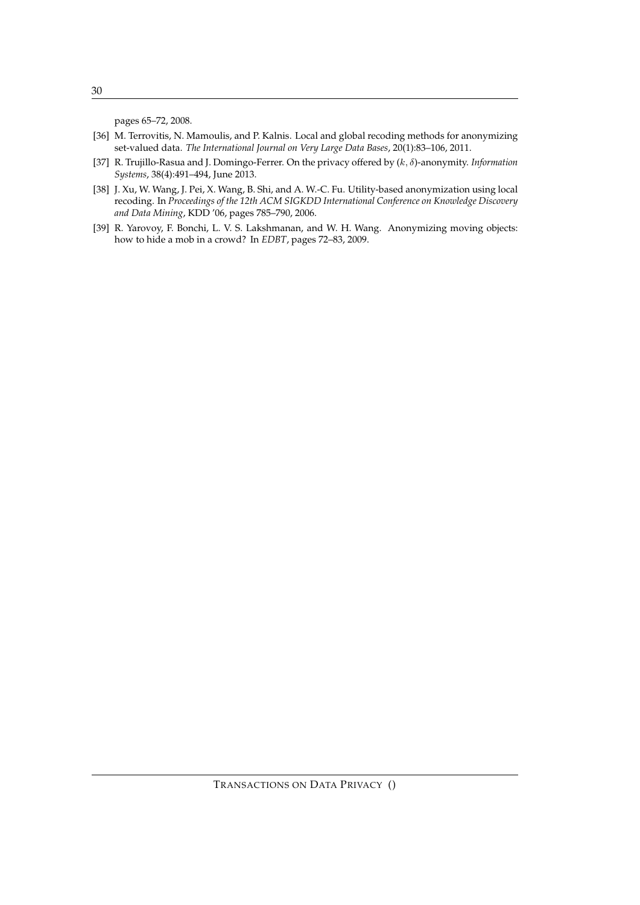pages 65–72, 2008.

[36] M. Terrovitis, N. Mamoulis, and P. Kalnis. Local and global recoding methods for anonymizing set-valued data. *The International Journal on Very Large Data Bases*, 20(1):83–106, 2011.

[37] R. Trujillo-Rasua and J. Domingo-Ferrer. On the privacy offered by $(k, \delta)$-anonymity. *Information Systems*, 38(4):491–494, June 2013.

[38] J. Xu, W. Wang, J. Pei, X. Wang, B. Shi, and A. W.-C. Fu. Utility-based anonymization using local recoding. In *Proceedings of the 12th ACM SIGKDD International Conference on Knowledge Discovery and Data Mining*, KDD '06, pages 785–790, 2006.

[39] R. Yarovoy, F. Bonchi, L. V. S. Lakshmanan, and W. H. Wang. Anonymizing moving objects: how to hide a mob in a crowd? In *EDBT*, pages 72–83, 2009.